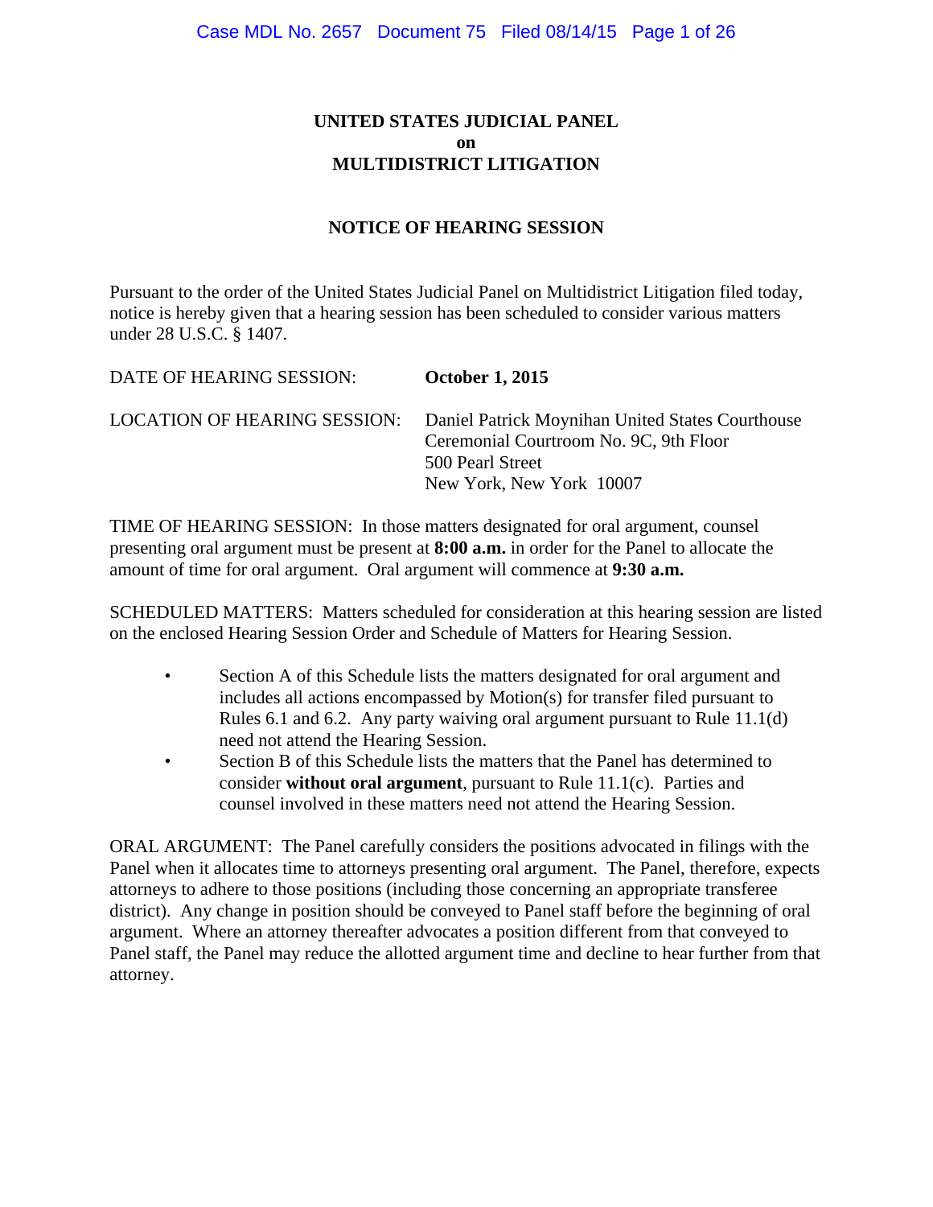# UNITED STATES JUDICIAL PANEL
# on
# MULTIDISTRICT LITIGATION

## NOTICE OF HEARING SESSION

Pursuant to the order of the United States Judicial Panel on Multidistrict Litigation filed today, notice is hereby given that a hearing session has been scheduled to consider various matters under 28 U.S.C. § 1407.

| | |
|---|---|
| DATE OF HEARING SESSION: | **October 1, 2015** |
| LOCATION OF HEARING SESSION: | Daniel Patrick Moynihan United States Courthouse<br>Ceremonial Courtroom No. 9C, 9th Floor<br>500 Pearl Street<br>New York, New York 10007 |

TIME OF HEARING SESSION: In those matters designated for oral argument, counsel presenting oral argument must be present at **8:00 a.m.** in order for the Panel to allocate the amount of time for oral argument. Oral argument will commence at **9:30 a.m.**

SCHEDULED MATTERS: Matters scheduled for consideration at this hearing session are listed on the enclosed Hearing Session Order and Schedule of Matters for Hearing Session.

- Section A of this Schedule lists the matters designated for oral argument and includes all actions encompassed by Motion(s) for transfer filed pursuant to Rules 6.1 and 6.2. Any party waiving oral argument pursuant to Rule 11.1(d) need not attend the Hearing Session.
- Section B of this Schedule lists the matters that the Panel has determined to consider **without oral argument**, pursuant to Rule 11.1(c). Parties and counsel involved in these matters need not attend the Hearing Session.

ORAL ARGUMENT: The Panel carefully considers the positions advocated in filings with the Panel when it allocates time to attorneys presenting oral argument. The Panel, therefore, expects attorneys to adhere to those positions (including those concerning an appropriate transferee district). Any change in position should be conveyed to Panel staff before the beginning of oral argument. Where an attorney thereafter advocates a position different from that conveyed to Panel staff, the Panel may reduce the allotted argument time and decline to hear further from that attorney.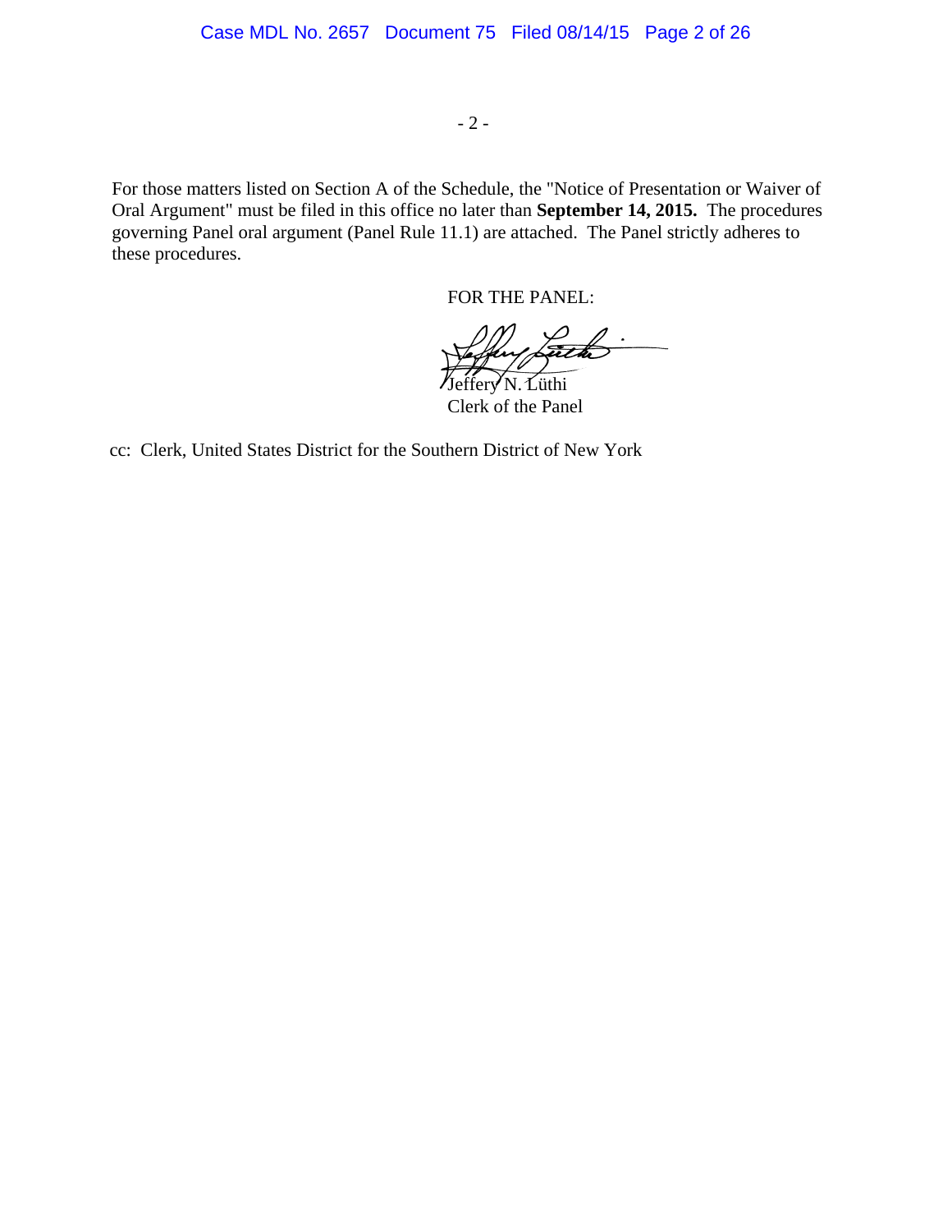For those matters listed on Section A of the Schedule, the "Notice of Presentation or Waiver of Oral Argument" must be filed in this office no later than **September 14, 2015.** The procedures governing Panel oral argument (Panel Rule 11.1) are attached. The Panel strictly adheres to these procedures.

FOR THE PANEL:

Jeffery N. Lüthi
Clerk of the Panel

cc: Clerk, United States District for the Southern District of New York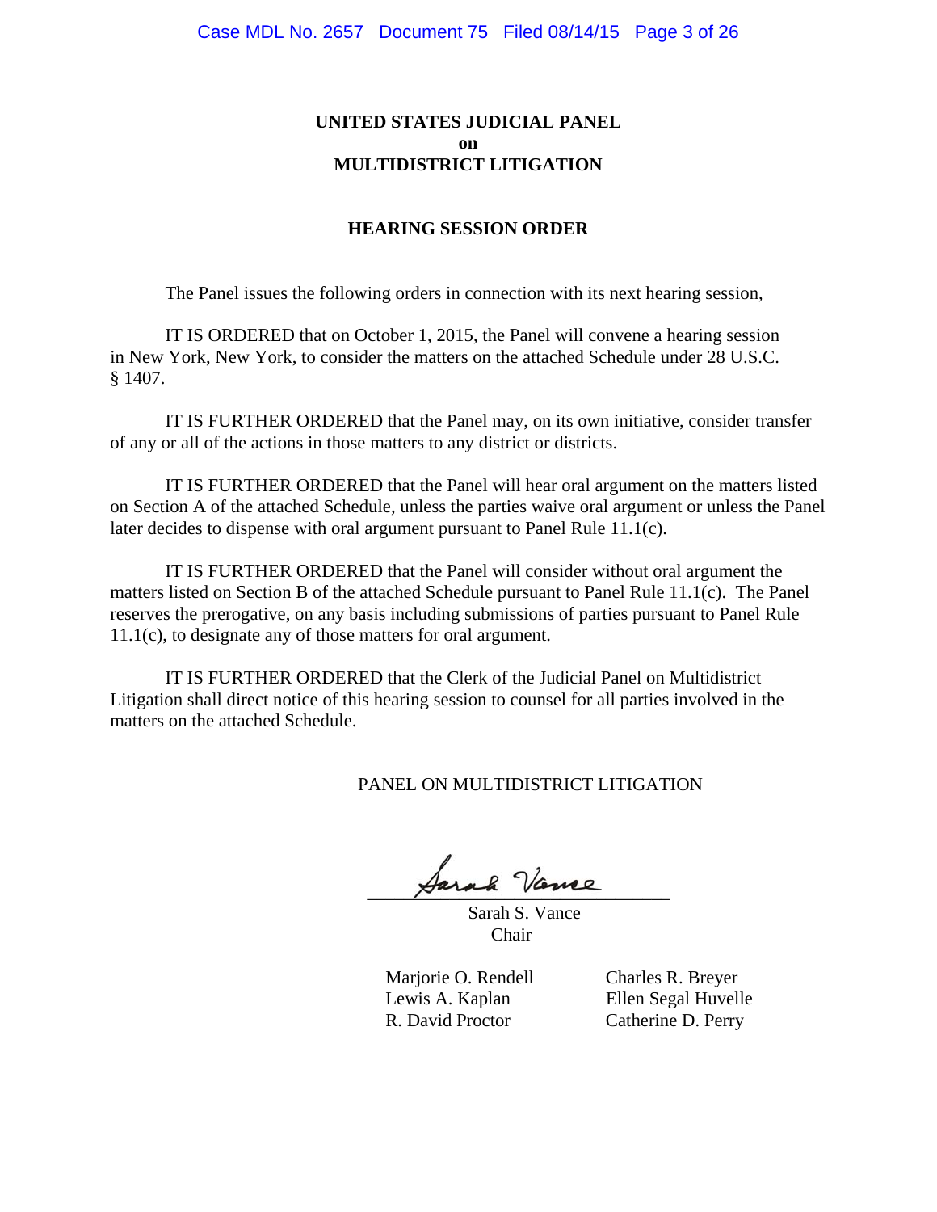# UNITED STATES JUDICIAL PANEL
# on
# MULTIDISTRICT LITIGATION

## HEARING SESSION ORDER

The Panel issues the following orders in connection with its next hearing session,

IT IS ORDERED that on October 1, 2015, the Panel will convene a hearing session in New York, New York, to consider the matters on the attached Schedule under 28 U.S.C. § 1407.

IT IS FURTHER ORDERED that the Panel may, on its own initiative, consider transfer of any or all of the actions in those matters to any district or districts.

IT IS FURTHER ORDERED that the Panel will hear oral argument on the matters listed on Section A of the attached Schedule, unless the parties waive oral argument or unless the Panel later decides to dispense with oral argument pursuant to Panel Rule 11.1(c).

IT IS FURTHER ORDERED that the Panel will consider without oral argument the matters listed on Section B of the attached Schedule pursuant to Panel Rule 11.1(c). The Panel reserves the prerogative, on any basis including submissions of parties pursuant to Panel Rule 11.1(c), to designate any of those matters for oral argument.

IT IS FURTHER ORDERED that the Clerk of the Judicial Panel on Multidistrict Litigation shall direct notice of this hearing session to counsel for all parties involved in the matters on the attached Schedule.

PANEL ON MULTIDISTRICT LITIGATION

Sarah Vance

Sarah S. Vance
Chair

Marjorie O. Rendell
Lewis A. Kaplan
R. David Proctor

Charles R. Breyer
Ellen Segal Huvelle
Catherine D. Perry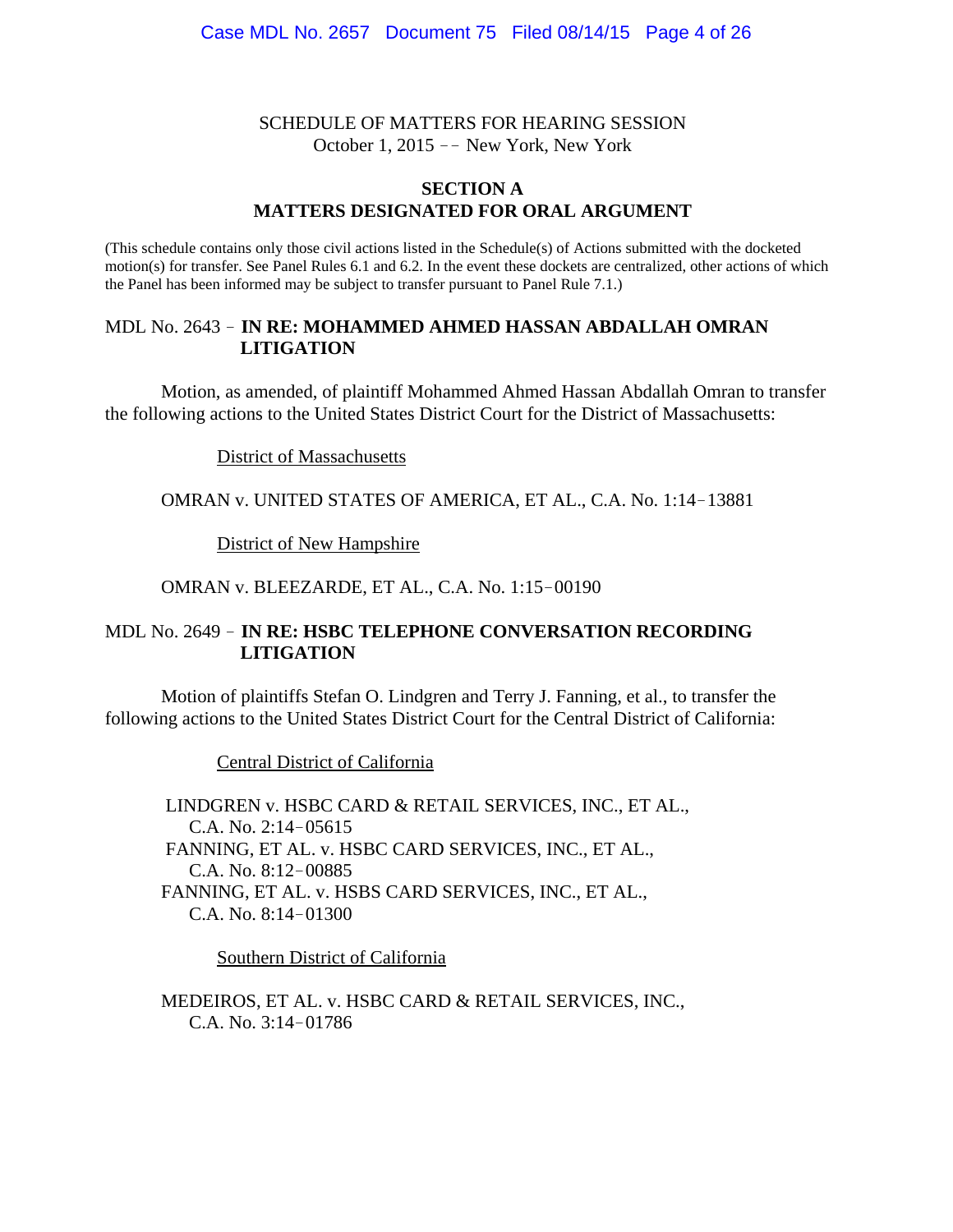SCHEDULE OF MATTERS FOR HEARING SESSION
October 1, 2015 -- New York, New York

## SECTION A
## MATTERS DESIGNATED FOR ORAL ARGUMENT

(This schedule contains only those civil actions listed in the Schedule(s) of Actions submitted with the docketed motion(s) for transfer. See Panel Rules 6.1 and 6.2. In the event these dockets are centralized, other actions of which the Panel has been informed may be subject to transfer pursuant to Panel Rule 7.1.)

MDL No. 2643 - **IN RE: MOHAMMED AHMED HASSAN ABDALLAH OMRAN LITIGATION**

Motion, as amended, of plaintiff Mohammed Ahmed Hassan Abdallah Omran to transfer the following actions to the United States District Court for the District of Massachusetts:

District of Massachusetts

OMRAN v. UNITED STATES OF AMERICA, ET AL., C.A. No. 1:14-13881

District of New Hampshire

OMRAN v. BLEEZARDE, ET AL., C.A. No. 1:15-00190

MDL No. 2649 - **IN RE: HSBC TELEPHONE CONVERSATION RECORDING LITIGATION**

Motion of plaintiffs Stefan O. Lindgren and Terry J. Fanning, et al., to transfer the following actions to the United States District Court for the Central District of California:

Central District of California

LINDGREN v. HSBC CARD & RETAIL SERVICES, INC., ET AL., C.A. No. 2:14-05615
FANNING, ET AL. v. HSBC CARD SERVICES, INC., ET AL., C.A. No. 8:12-00885
FANNING, ET AL. v. HSBS CARD SERVICES, INC., ET AL., C.A. No. 8:14-01300

Southern District of California

MEDEIROS, ET AL. v. HSBC CARD & RETAIL SERVICES, INC., C.A. No. 3:14-01786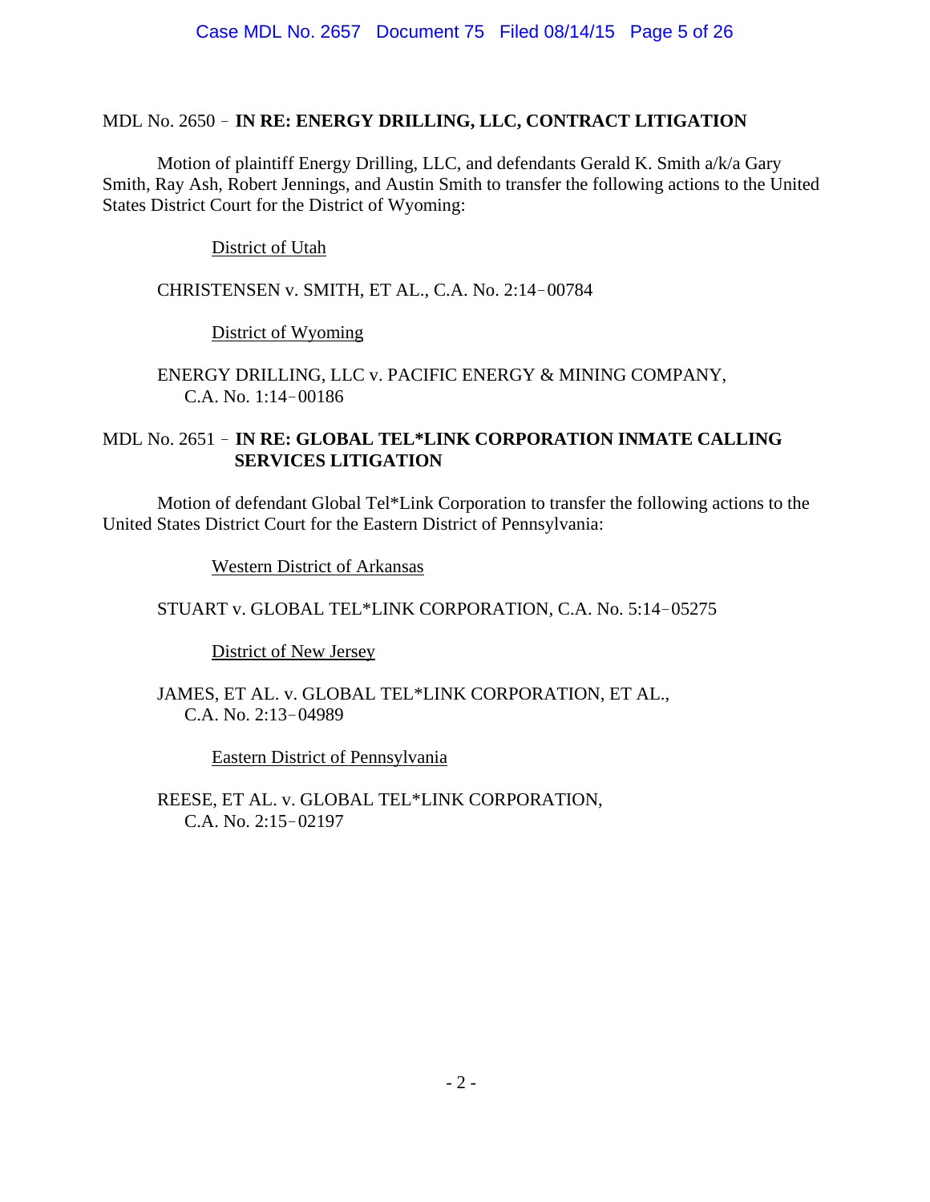MDL No. 2650 – **IN RE: ENERGY DRILLING, LLC, CONTRACT LITIGATION**

Motion of plaintiff Energy Drilling, LLC, and defendants Gerald K. Smith a/k/a Gary Smith, Ray Ash, Robert Jennings, and Austin Smith to transfer the following actions to the United States District Court for the District of Wyoming:

<u>District of Utah</u>

CHRISTENSEN v. SMITH, ET AL., C.A. No. 2:14–00784

<u>District of Wyoming</u>

ENERGY DRILLING, LLC v. PACIFIC ENERGY & MINING COMPANY, C.A. No. 1:14–00186

MDL No. 2651 – **IN RE: GLOBAL TEL*LINK CORPORATION INMATE CALLING SERVICES LITIGATION**

Motion of defendant Global Tel*Link Corporation to transfer the following actions to the United States District Court for the Eastern District of Pennsylvania:

<u>Western District of Arkansas</u>

STUART v. GLOBAL TEL*LINK CORPORATION, C.A. No. 5:14–05275

<u>District of New Jersey</u>

JAMES, ET AL. v. GLOBAL TEL*LINK CORPORATION, ET AL., C.A. No. 2:13–04989

<u>Eastern District of Pennsylvania</u>

REESE, ET AL. v. GLOBAL TEL*LINK CORPORATION, C.A. No. 2:15–02197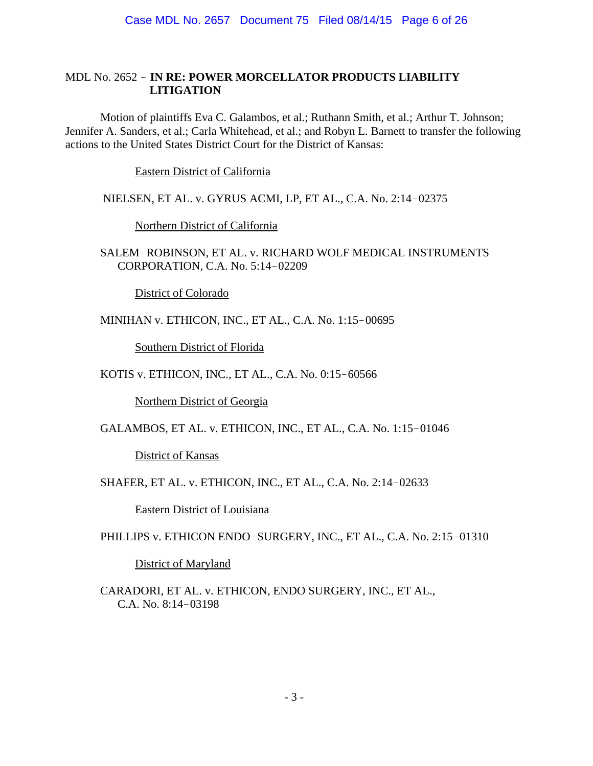MDL No. 2652 ‑ **IN RE: POWER MORCELLATOR PRODUCTS LIABILITY LITIGATION**

Motion of plaintiffs Eva C. Galambos, et al.; Ruthann Smith, et al.; Arthur T. Johnson; Jennifer A. Sanders, et al.; Carla Whitehead, et al.; and Robyn L. Barnett to transfer the following actions to the United States District Court for the District of Kansas:

Eastern District of California

NIELSEN, ET AL. v. GYRUS ACMI, LP, ET AL., C.A. No. 2:14‑02375

Northern District of California

SALEM‑ROBINSON, ET AL. v. RICHARD WOLF MEDICAL INSTRUMENTS CORPORATION, C.A. No. 5:14‑02209

District of Colorado

MINIHAN v. ETHICON, INC., ET AL., C.A. No. 1:15‑00695

Southern District of Florida

KOTIS v. ETHICON, INC., ET AL., C.A. No. 0:15‑60566

Northern District of Georgia

GALAMBOS, ET AL. v. ETHICON, INC., ET AL., C.A. No. 1:15‑01046

District of Kansas

SHAFER, ET AL. v. ETHICON, INC., ET AL., C.A. No. 2:14‑02633

Eastern District of Louisiana

PHILLIPS v. ETHICON ENDO‑SURGERY, INC., ET AL., C.A. No. 2:15‑01310

District of Maryland

CARADORI, ET AL. v. ETHICON, ENDO SURGERY, INC., ET AL., C.A. No. 8:14‑03198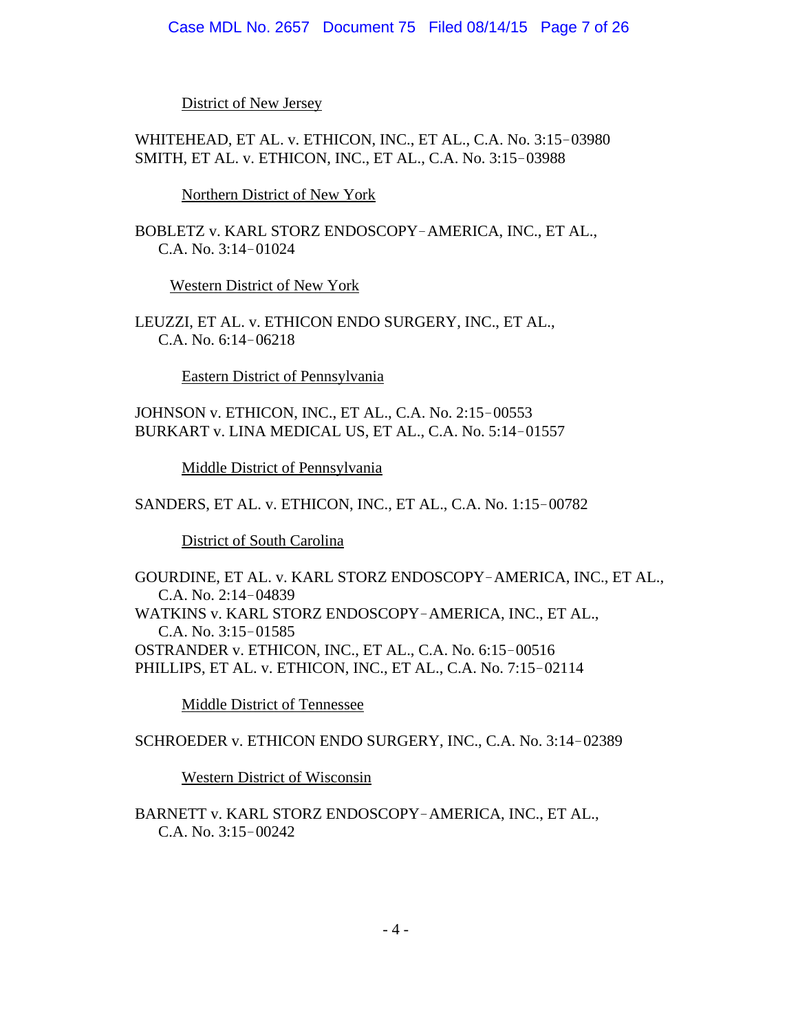District of New Jersey

WHITEHEAD, ET AL. v. ETHICON, INC., ET AL., C.A. No. 3:15‑03980
SMITH, ET AL. v. ETHICON, INC., ET AL., C.A. No. 3:15‑03988

Northern District of New York

BOBLETZ v. KARL STORZ ENDOSCOPY‑AMERICA, INC., ET AL.,
C.A. No. 3:14‑01024

Western District of New York

LEUZZI, ET AL. v. ETHICON ENDO SURGERY, INC., ET AL.,
C.A. No. 6:14‑06218

Eastern District of Pennsylvania

JOHNSON v. ETHICON, INC., ET AL., C.A. No. 2:15‑00553
BURKART v. LINA MEDICAL US, ET AL., C.A. No. 5:14‑01557

Middle District of Pennsylvania

SANDERS, ET AL. v. ETHICON, INC., ET AL., C.A. No. 1:15‑00782

District of South Carolina

GOURDINE, ET AL. v. KARL STORZ ENDOSCOPY‑AMERICA, INC., ET AL.,
C.A. No. 2:14‑04839
WATKINS v. KARL STORZ ENDOSCOPY‑AMERICA, INC., ET AL.,
C.A. No. 3:15‑01585
OSTRANDER v. ETHICON, INC., ET AL., C.A. No. 6:15‑00516
PHILLIPS, ET AL. v. ETHICON, INC., ET AL., C.A. No. 7:15‑02114

Middle District of Tennessee

SCHROEDER v. ETHICON ENDO SURGERY, INC., C.A. No. 3:14‑02389

Western District of Wisconsin

BARNETT v. KARL STORZ ENDOSCOPY‑AMERICA, INC., ET AL.,
C.A. No. 3:15‑00242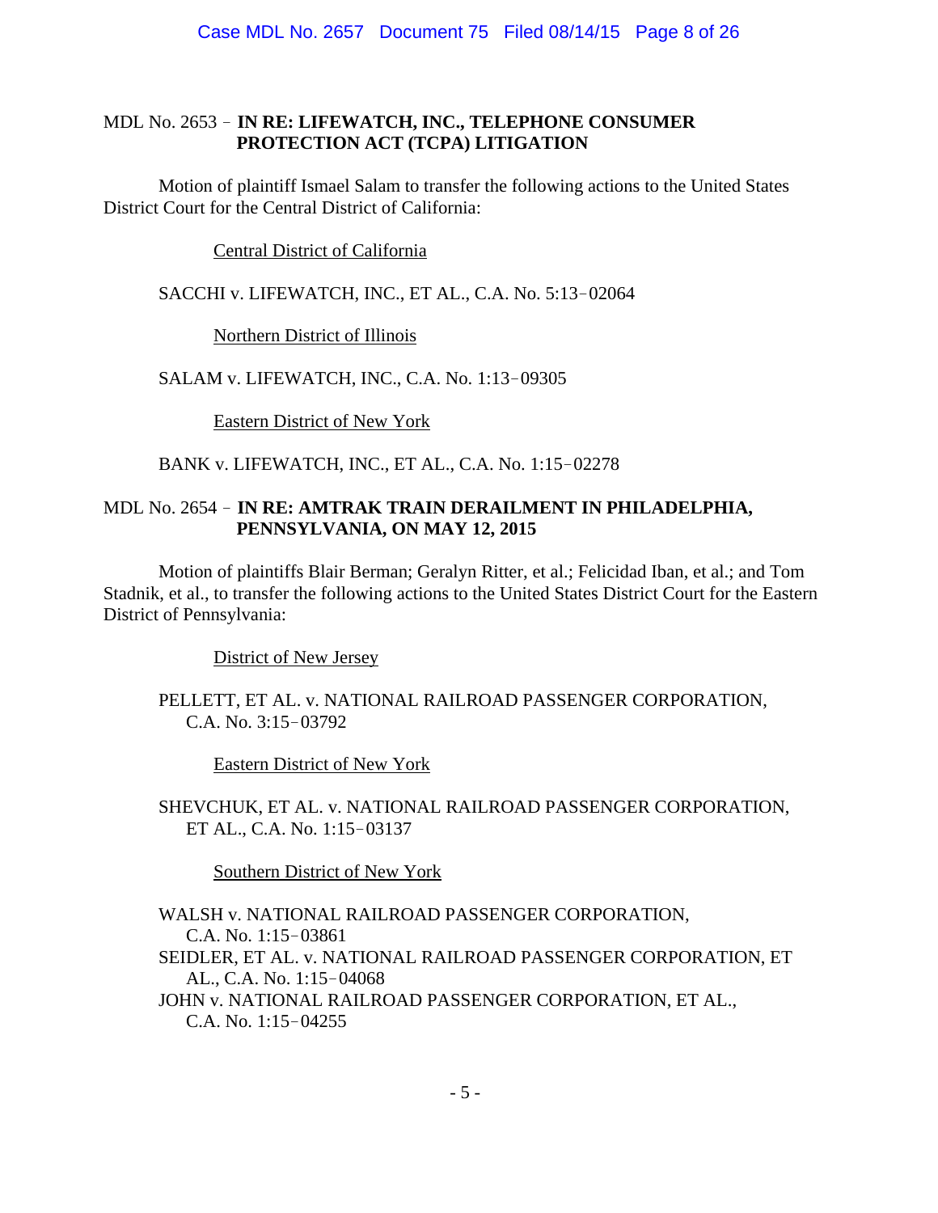MDL No. 2653 – **IN RE: LIFEWATCH, INC., TELEPHONE CONSUMER PROTECTION ACT (TCPA) LITIGATION**

Motion of plaintiff Ismael Salam to transfer the following actions to the United States District Court for the Central District of California:

Central District of California

SACCHI v. LIFEWATCH, INC., ET AL., C.A. No. 5:13–02064

Northern District of Illinois

SALAM v. LIFEWATCH, INC., C.A. No. 1:13–09305

Eastern District of New York

BANK v. LIFEWATCH, INC., ET AL., C.A. No. 1:15–02278

MDL No. 2654 – **IN RE: AMTRAK TRAIN DERAILMENT IN PHILADELPHIA, PENNSYLVANIA, ON MAY 12, 2015**

Motion of plaintiffs Blair Berman; Geralyn Ritter, et al.; Felicidad Iban, et al.; and Tom Stadnik, et al., to transfer the following actions to the United States District Court for the Eastern District of Pennsylvania:

District of New Jersey

PELLETT, ET AL. v. NATIONAL RAILROAD PASSENGER CORPORATION, C.A. No. 3:15–03792

Eastern District of New York

SHEVCHUK, ET AL. v. NATIONAL RAILROAD PASSENGER CORPORATION, ET AL., C.A. No. 1:15–03137

Southern District of New York

WALSH v. NATIONAL RAILROAD PASSENGER CORPORATION, C.A. No. 1:15–03861

SEIDLER, ET AL. v. NATIONAL RAILROAD PASSENGER CORPORATION, ET AL., C.A. No. 1:15–04068

JOHN v. NATIONAL RAILROAD PASSENGER CORPORATION, ET AL., C.A. No. 1:15–04255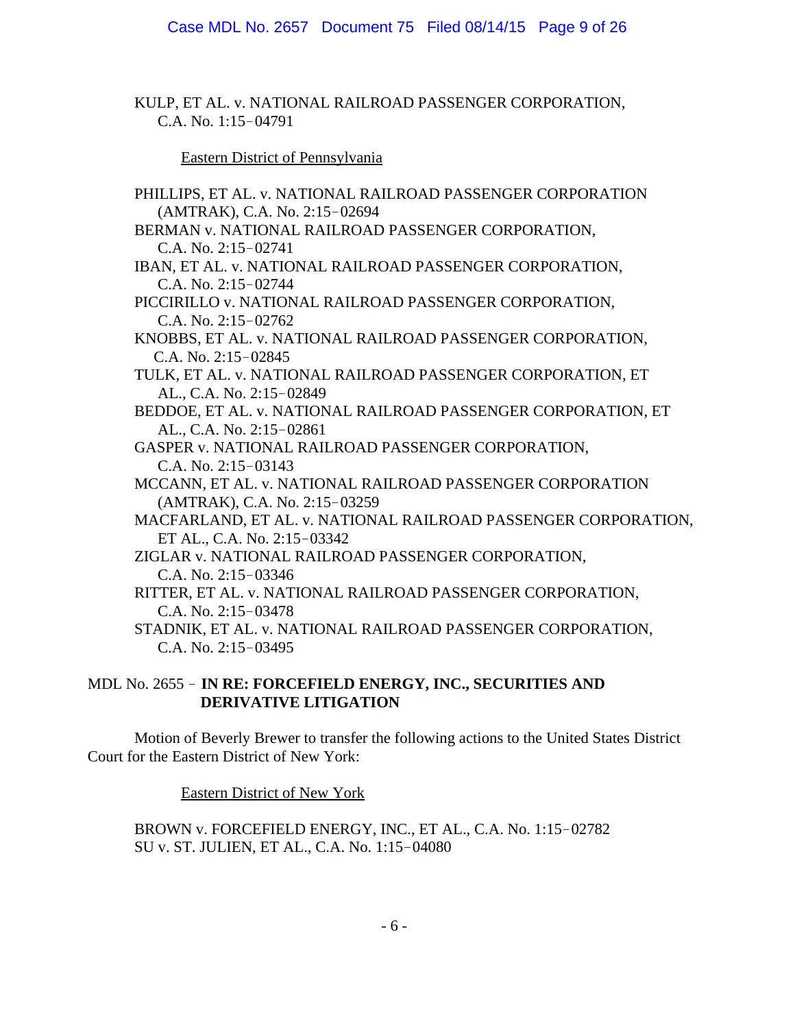KULP, ET AL. v. NATIONAL RAILROAD PASSENGER CORPORATION, C.A. No. 1:15‑04791

Eastern District of Pennsylvania

PHILLIPS, ET AL. v. NATIONAL RAILROAD PASSENGER CORPORATION (AMTRAK), C.A. No. 2:15‑02694

BERMAN v. NATIONAL RAILROAD PASSENGER CORPORATION, C.A. No. 2:15‑02741

IBAN, ET AL. v. NATIONAL RAILROAD PASSENGER CORPORATION, C.A. No. 2:15‑02744

PICCIRILLO v. NATIONAL RAILROAD PASSENGER CORPORATION, C.A. No. 2:15‑02762

KNOBBS, ET AL. v. NATIONAL RAILROAD PASSENGER CORPORATION, C.A. No. 2:15‑02845

TULK, ET AL. v. NATIONAL RAILROAD PASSENGER CORPORATION, ET AL., C.A. No. 2:15‑02849

BEDDOE, ET AL. v. NATIONAL RAILROAD PASSENGER CORPORATION, ET AL., C.A. No. 2:15‑02861

GASPER v. NATIONAL RAILROAD PASSENGER CORPORATION, C.A. No. 2:15‑03143

MCCANN, ET AL. v. NATIONAL RAILROAD PASSENGER CORPORATION (AMTRAK), C.A. No. 2:15‑03259

MACFARLAND, ET AL. v. NATIONAL RAILROAD PASSENGER CORPORATION, ET AL., C.A. No. 2:15‑03342

ZIGLAR v. NATIONAL RAILROAD PASSENGER CORPORATION, C.A. No. 2:15‑03346

RITTER, ET AL. v. NATIONAL RAILROAD PASSENGER CORPORATION, C.A. No. 2:15‑03478

STADNIK, ET AL. v. NATIONAL RAILROAD PASSENGER CORPORATION, C.A. No. 2:15‑03495

MDL No. 2655 ‑ **IN RE: FORCEFIELD ENERGY, INC., SECURITIES AND DERIVATIVE LITIGATION**

Motion of Beverly Brewer to transfer the following actions to the United States District Court for the Eastern District of New York:

Eastern District of New York

BROWN v. FORCEFIELD ENERGY, INC., ET AL., C.A. No. 1:15‑02782

SU v. ST. JULIEN, ET AL., C.A. No. 1:15‑04080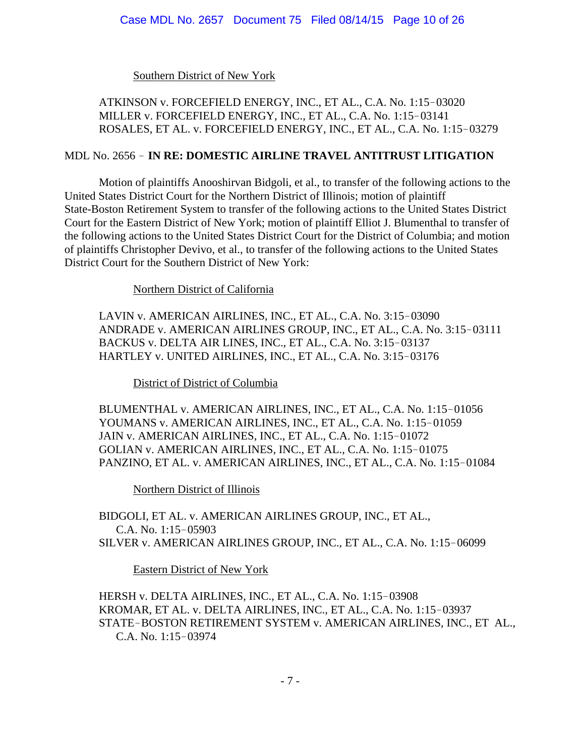Southern District of New York

ATKINSON v. FORCEFIELD ENERGY, INC., ET AL., C.A. No. 1:15‑03020
MILLER v. FORCEFIELD ENERGY, INC., ET AL., C.A. No. 1:15‑03141
ROSALES, ET AL. v. FORCEFIELD ENERGY, INC., ET AL., C.A. No. 1:15‑03279

MDL No. 2656 ‑ **IN RE: DOMESTIC AIRLINE TRAVEL ANTITRUST LITIGATION**

Motion of plaintiffs Anooshirvan Bidgoli, et al., to transfer of the following actions to the United States District Court for the Northern District of Illinois; motion of plaintiff State‑Boston Retirement System to transfer of the following actions to the United States District Court for the Eastern District of New York; motion of plaintiff Elliot J. Blumenthal to transfer of the following actions to the United States District Court for the District of Columbia; and motion of plaintiffs Christopher Devivo, et al., to transfer of the following actions to the United States District Court for the Southern District of New York:

Northern District of California

LAVIN v. AMERICAN AIRLINES, INC., ET AL., C.A. No. 3:15‑03090
ANDRADE v. AMERICAN AIRLINES GROUP, INC., ET AL., C.A. No. 3:15‑03111
BACKUS v. DELTA AIR LINES, INC., ET AL., C.A. No. 3:15‑03137
HARTLEY v. UNITED AIRLINES, INC., ET AL., C.A. No. 3:15‑03176

District of District of Columbia

BLUMENTHAL v. AMERICAN AIRLINES, INC., ET AL., C.A. No. 1:15‑01056
YOUMANS v. AMERICAN AIRLINES, INC., ET AL., C.A. No. 1:15‑01059
JAIN v. AMERICAN AIRLINES, INC., ET AL., C.A. No. 1:15‑01072
GOLIAN v. AMERICAN AIRLINES, INC., ET AL., C.A. No. 1:15‑01075
PANZINO, ET AL. v. AMERICAN AIRLINES, INC., ET AL., C.A. No. 1:15‑01084

Northern District of Illinois

BIDGOLI, ET AL. v. AMERICAN AIRLINES GROUP, INC., ET AL., C.A. No. 1:15‑05903
SILVER v. AMERICAN AIRLINES GROUP, INC., ET AL., C.A. No. 1:15‑06099

Eastern District of New York

HERSH v. DELTA AIRLINES, INC., ET AL., C.A. No. 1:15‑03908
KROMAR, ET AL. v. DELTA AIRLINES, INC., ET AL., C.A. No. 1:15‑03937
STATE‑BOSTON RETIREMENT SYSTEM v. AMERICAN AIRLINES, INC., ET AL., C.A. No. 1:15‑03974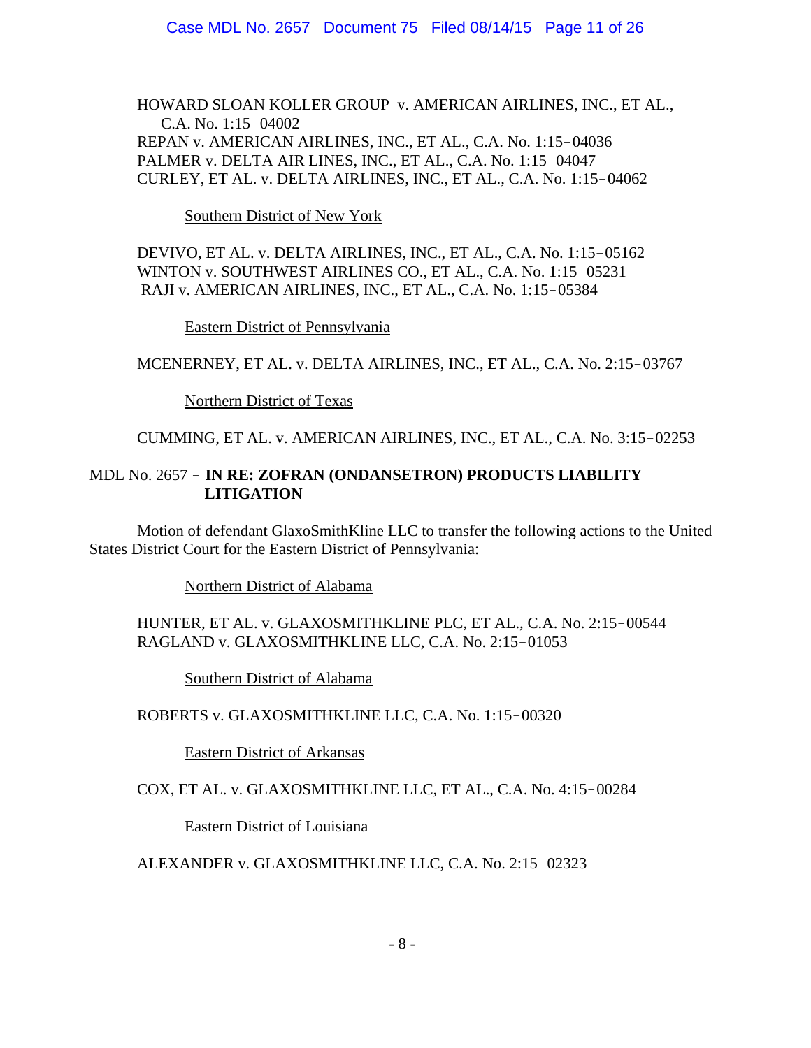HOWARD SLOAN KOLLER GROUP v. AMERICAN AIRLINES, INC., ET AL., C.A. No. 1:15‑04002
REPAN v. AMERICAN AIRLINES, INC., ET AL., C.A. No. 1:15‑04036
PALMER v. DELTA AIR LINES, INC., ET AL., C.A. No. 1:15‑04047
CURLEY, ET AL. v. DELTA AIRLINES, INC., ET AL., C.A. No. 1:15‑04062

Southern District of New York

DEVIVO, ET AL. v. DELTA AIRLINES, INC., ET AL., C.A. No. 1:15‑05162
WINTON v. SOUTHWEST AIRLINES CO., ET AL., C.A. No. 1:15‑05231
RAJI v. AMERICAN AIRLINES, INC., ET AL., C.A. No. 1:15‑05384

Eastern District of Pennsylvania

MCENERNEY, ET AL. v. DELTA AIRLINES, INC., ET AL., C.A. No. 2:15‑03767

Northern District of Texas

CUMMING, ET AL. v. AMERICAN AIRLINES, INC., ET AL., C.A. No. 3:15‑02253

MDL No. 2657 ‑ **IN RE: ZOFRAN (ONDANSETRON) PRODUCTS LIABILITY LITIGATION**

Motion of defendant GlaxoSmithKline LLC to transfer the following actions to the United States District Court for the Eastern District of Pennsylvania:

Northern District of Alabama

HUNTER, ET AL. v. GLAXOSMITHKLINE PLC, ET AL., C.A. No. 2:15‑00544
RAGLAND v. GLAXOSMITHKLINE LLC, C.A. No. 2:15‑01053

Southern District of Alabama

ROBERTS v. GLAXOSMITHKLINE LLC, C.A. No. 1:15‑00320

Eastern District of Arkansas

COX, ET AL. v. GLAXOSMITHKLINE LLC, ET AL., C.A. No. 4:15‑00284

Eastern District of Louisiana

ALEXANDER v. GLAXOSMITHKLINE LLC, C.A. No. 2:15‑02323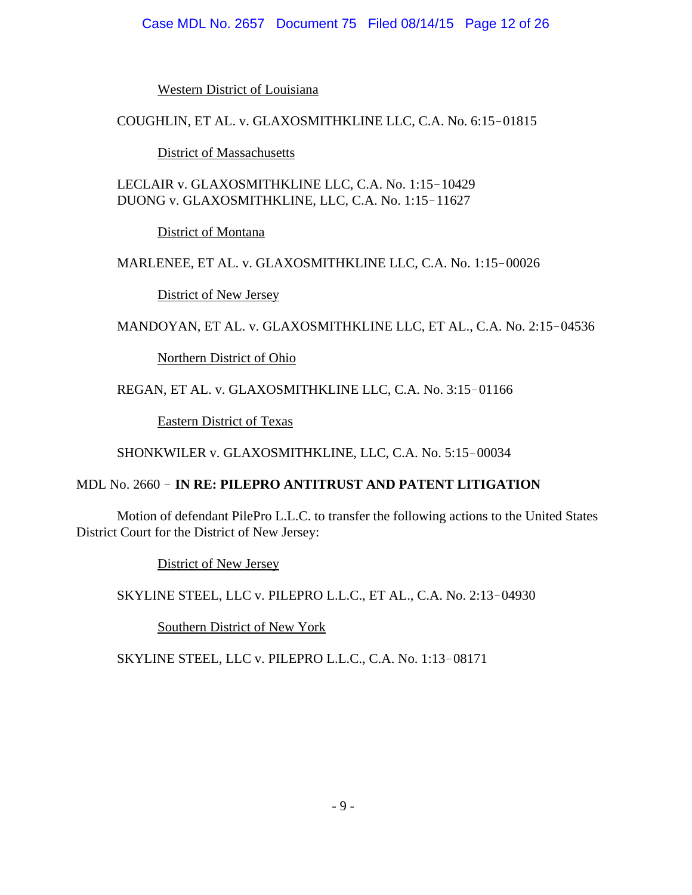Western District of Louisiana

COUGHLIN, ET AL. v. GLAXOSMITHKLINE LLC, C.A. No. 6:15‑01815

District of Massachusetts

LECLAIR v. GLAXOSMITHKLINE LLC, C.A. No. 1:15‑10429
DUONG v. GLAXOSMITHKLINE, LLC, C.A. No. 1:15‑11627

District of Montana

MARLENEE, ET AL. v. GLAXOSMITHKLINE LLC, C.A. No. 1:15‑00026

District of New Jersey

MANDOYAN, ET AL. v. GLAXOSMITHKLINE LLC, ET AL., C.A. No. 2:15‑04536

Northern District of Ohio

REGAN, ET AL. v. GLAXOSMITHKLINE LLC, C.A. No. 3:15‑01166

Eastern District of Texas

SHONKWILER v. GLAXOSMITHKLINE, LLC, C.A. No. 5:15‑00034

MDL No. 2660 ‑ **IN RE: PILEPRO ANTITRUST AND PATENT LITIGATION**

Motion of defendant PilePro L.L.C. to transfer the following actions to the United States District Court for the District of New Jersey:

District of New Jersey

SKYLINE STEEL, LLC v. PILEPRO L.L.C., ET AL., C.A. No. 2:13‑04930

Southern District of New York

SKYLINE STEEL, LLC v. PILEPRO L.L.C., C.A. No. 1:13‑08171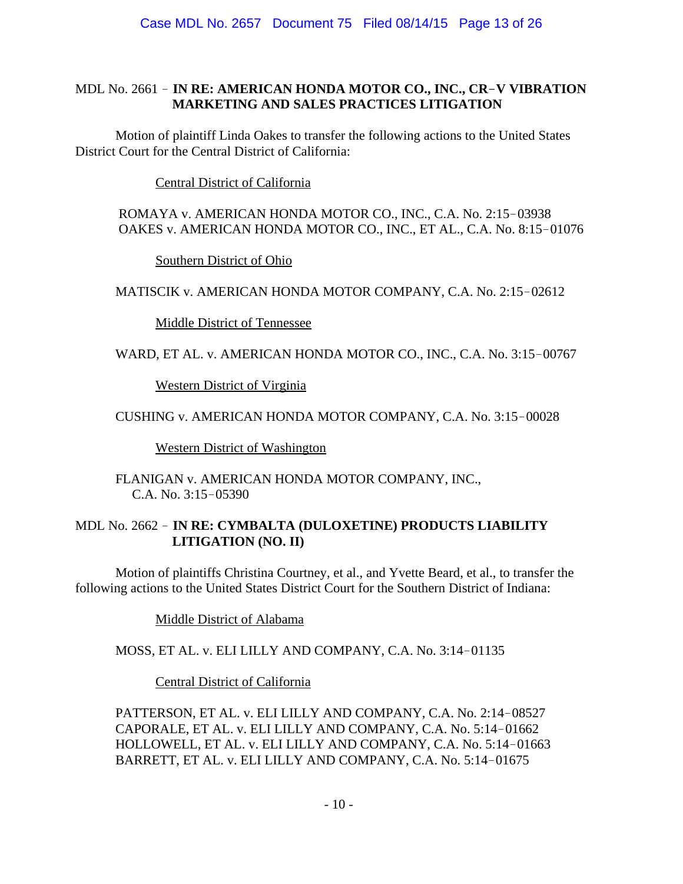MDL No. 2661 – **IN RE: AMERICAN HONDA MOTOR CO., INC., CR–V VIBRATION MARKETING AND SALES PRACTICES LITIGATION**

Motion of plaintiff Linda Oakes to transfer the following actions to the United States District Court for the Central District of California:

<u>Central District of California</u>

ROMAYA v. AMERICAN HONDA MOTOR CO., INC., C.A. No. 2:15–03938
OAKES v. AMERICAN HONDA MOTOR CO., INC., ET AL., C.A. No. 8:15–01076

<u>Southern District of Ohio</u>

MATISCIK v. AMERICAN HONDA MOTOR COMPANY, C.A. No. 2:15–02612

<u>Middle District of Tennessee</u>

WARD, ET AL. v. AMERICAN HONDA MOTOR CO., INC., C.A. No. 3:15–00767

<u>Western District of Virginia</u>

CUSHING v. AMERICAN HONDA MOTOR COMPANY, C.A. No. 3:15–00028

<u>Western District of Washington</u>

FLANIGAN v. AMERICAN HONDA MOTOR COMPANY, INC., C.A. No. 3:15–05390

MDL No. 2662 – **IN RE: CYMBALTA (DULOXETINE) PRODUCTS LIABILITY LITIGATION (NO. II)**

Motion of plaintiffs Christina Courtney, et al., and Yvette Beard, et al., to transfer the following actions to the United States District Court for the Southern District of Indiana:

<u>Middle District of Alabama</u>

MOSS, ET AL. v. ELI LILLY AND COMPANY, C.A. No. 3:14–01135

<u>Central District of California</u>

PATTERSON, ET AL. v. ELI LILLY AND COMPANY, C.A. No. 2:14–08527
CAPORALE, ET AL. v. ELI LILLY AND COMPANY, C.A. No. 5:14–01662
HOLLOWELL, ET AL. v. ELI LILLY AND COMPANY, C.A. No. 5:14–01663
BARRETT, ET AL. v. ELI LILLY AND COMPANY, C.A. No. 5:14–01675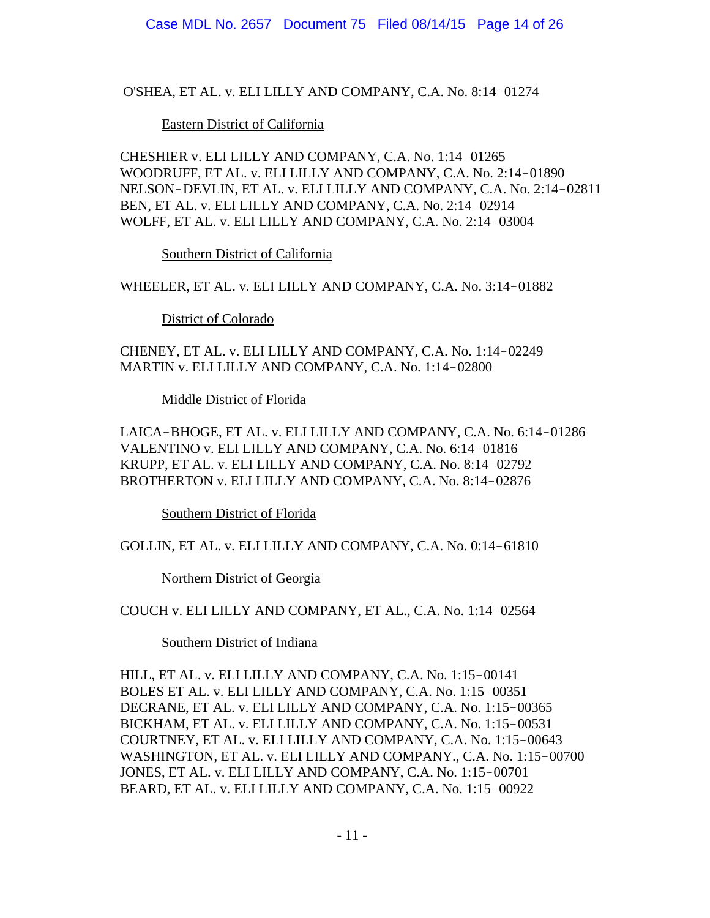O'SHEA, ET AL. v. ELI LILLY AND COMPANY, C.A. No. 8:14‑01274

Eastern District of California

CHESHIER v. ELI LILLY AND COMPANY, C.A. No. 1:14‑01265
WOODRUFF, ET AL. v. ELI LILLY AND COMPANY, C.A. No. 2:14‑01890
NELSON‑DEVLIN, ET AL. v. ELI LILLY AND COMPANY, C.A. No. 2:14‑02811
BEN, ET AL. v. ELI LILLY AND COMPANY, C.A. No. 2:14‑02914
WOLFF, ET AL. v. ELI LILLY AND COMPANY, C.A. No. 2:14‑03004

Southern District of California

WHEELER, ET AL. v. ELI LILLY AND COMPANY, C.A. No. 3:14‑01882

District of Colorado

CHENEY, ET AL. v. ELI LILLY AND COMPANY, C.A. No. 1:14‑02249
MARTIN v. ELI LILLY AND COMPANY, C.A. No. 1:14‑02800

Middle District of Florida

LAICA‑BHOGE, ET AL. v. ELI LILLY AND COMPANY, C.A. No. 6:14‑01286
VALENTINO v. ELI LILLY AND COMPANY, C.A. No. 6:14‑01816
KRUPP, ET AL. v. ELI LILLY AND COMPANY, C.A. No. 8:14‑02792
BROTHERTON v. ELI LILLY AND COMPANY, C.A. No. 8:14‑02876

Southern District of Florida

GOLLIN, ET AL. v. ELI LILLY AND COMPANY, C.A. No. 0:14‑61810

Northern District of Georgia

COUCH v. ELI LILLY AND COMPANY, ET AL., C.A. No. 1:14‑02564

Southern District of Indiana

HILL, ET AL. v. ELI LILLY AND COMPANY, C.A. No. 1:15‑00141
BOLES ET AL. v. ELI LILLY AND COMPANY, C.A. No. 1:15‑00351
DECRANE, ET AL. v. ELI LILLY AND COMPANY, C.A. No. 1:15‑00365
BICKHAM, ET AL. v. ELI LILLY AND COMPANY, C.A. No. 1:15‑00531
COURTNEY, ET AL. v. ELI LILLY AND COMPANY, C.A. No. 1:15‑00643
WASHINGTON, ET AL. v. ELI LILLY AND COMPANY., C.A. No. 1:15‑00700
JONES, ET AL. v. ELI LILLY AND COMPANY, C.A. No. 1:15‑00701
BEARD, ET AL. v. ELI LILLY AND COMPANY, C.A. No. 1:15‑00922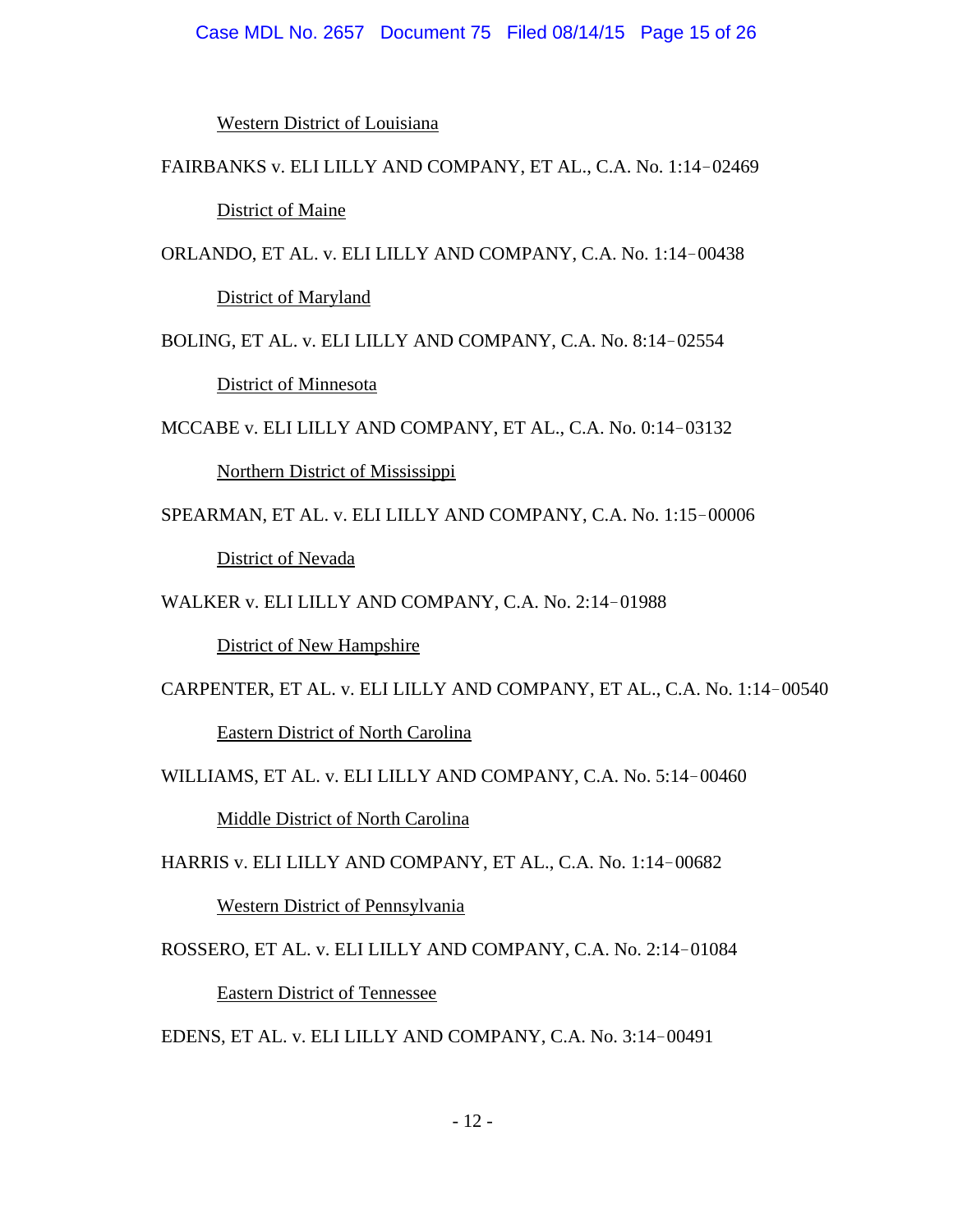Western District of Louisiana

FAIRBANKS v. ELI LILLY AND COMPANY, ET AL., C.A. No. 1:14–02469

District of Maine

ORLANDO, ET AL. v. ELI LILLY AND COMPANY, C.A. No. 1:14–00438

District of Maryland

BOLING, ET AL. v. ELI LILLY AND COMPANY, C.A. No. 8:14–02554

District of Minnesota

MCCABE v. ELI LILLY AND COMPANY, ET AL., C.A. No. 0:14–03132

Northern District of Mississippi

SPEARMAN, ET AL. v. ELI LILLY AND COMPANY, C.A. No. 1:15–00006

District of Nevada

WALKER v. ELI LILLY AND COMPANY, C.A. No. 2:14–01988

District of New Hampshire

CARPENTER, ET AL. v. ELI LILLY AND COMPANY, ET AL., C.A. No. 1:14–00540

Eastern District of North Carolina

WILLIAMS, ET AL. v. ELI LILLY AND COMPANY, C.A. No. 5:14–00460

Middle District of North Carolina

HARRIS v. ELI LILLY AND COMPANY, ET AL., C.A. No. 1:14–00682

Western District of Pennsylvania

ROSSERO, ET AL. v. ELI LILLY AND COMPANY, C.A. No. 2:14–01084

Eastern District of Tennessee

EDENS, ET AL. v. ELI LILLY AND COMPANY, C.A. No. 3:14–00491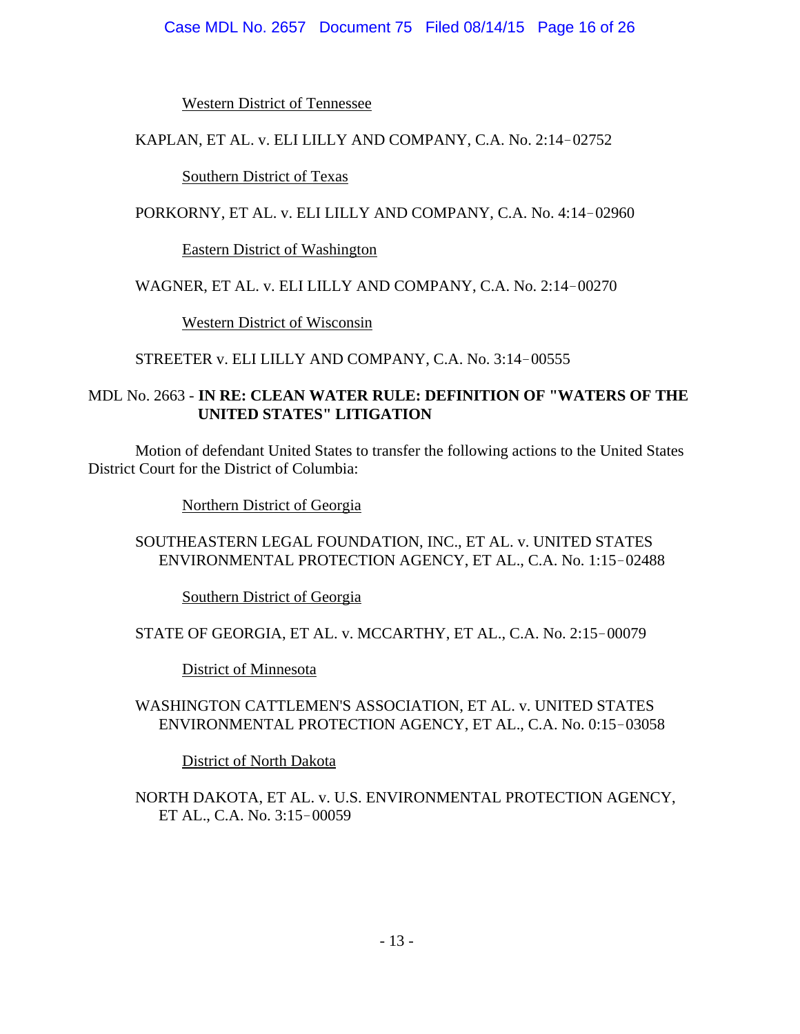Western District of Tennessee

KAPLAN, ET AL. v. ELI LILLY AND COMPANY, C.A. No. 2:14‑02752

Southern District of Texas

PORKORNY, ET AL. v. ELI LILLY AND COMPANY, C.A. No. 4:14‑02960

Eastern District of Washington

WAGNER, ET AL. v. ELI LILLY AND COMPANY, C.A. No. 2:14‑00270

Western District of Wisconsin

STREETER v. ELI LILLY AND COMPANY, C.A. No. 3:14‑00555

MDL No. 2663 - **IN RE: CLEAN WATER RULE: DEFINITION OF "WATERS OF THE UNITED STATES" LITIGATION**

Motion of defendant United States to transfer the following actions to the United States District Court for the District of Columbia:

Northern District of Georgia

SOUTHEASTERN LEGAL FOUNDATION, INC., ET AL. v. UNITED STATES ENVIRONMENTAL PROTECTION AGENCY, ET AL., C.A. No. 1:15‑02488

Southern District of Georgia

STATE OF GEORGIA, ET AL. v. MCCARTHY, ET AL., C.A. No. 2:15‑00079

District of Minnesota

WASHINGTON CATTLEMEN'S ASSOCIATION, ET AL. v. UNITED STATES ENVIRONMENTAL PROTECTION AGENCY, ET AL., C.A. No. 0:15‑03058

District of North Dakota

NORTH DAKOTA, ET AL. v. U.S. ENVIRONMENTAL PROTECTION AGENCY, ET AL., C.A. No. 3:15‑00059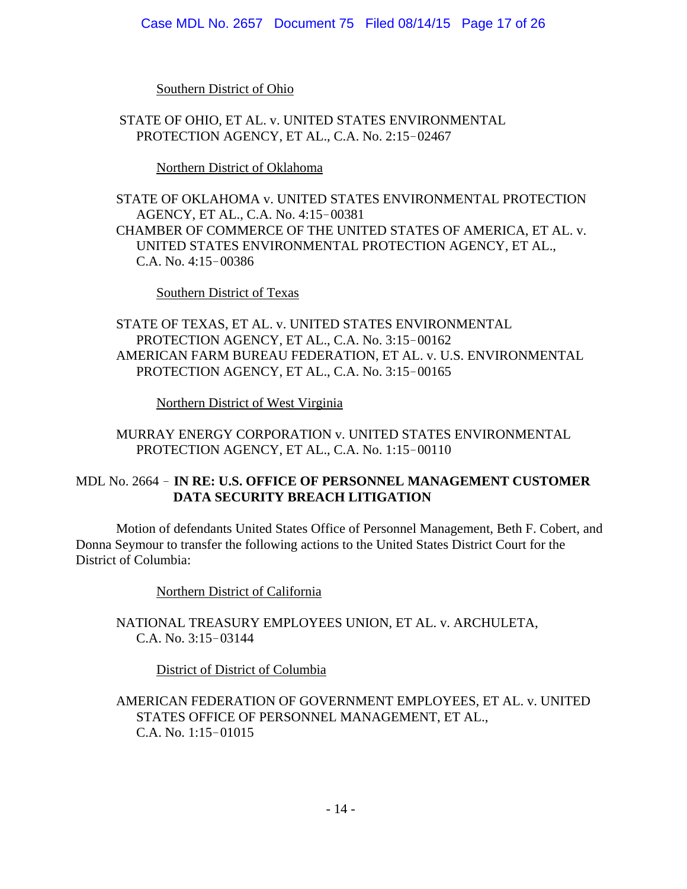Southern District of Ohio

STATE OF OHIO, ET AL. v. UNITED STATES ENVIRONMENTAL PROTECTION AGENCY, ET AL., C.A. No. 2:15‑02467

Northern District of Oklahoma

STATE OF OKLAHOMA v. UNITED STATES ENVIRONMENTAL PROTECTION AGENCY, ET AL., C.A. No. 4:15‑00381

CHAMBER OF COMMERCE OF THE UNITED STATES OF AMERICA, ET AL. v. UNITED STATES ENVIRONMENTAL PROTECTION AGENCY, ET AL., C.A. No. 4:15‑00386

Southern District of Texas

STATE OF TEXAS, ET AL. v. UNITED STATES ENVIRONMENTAL PROTECTION AGENCY, ET AL., C.A. No. 3:15‑00162

AMERICAN FARM BUREAU FEDERATION, ET AL. v. U.S. ENVIRONMENTAL PROTECTION AGENCY, ET AL., C.A. No. 3:15‑00165

Northern District of West Virginia

MURRAY ENERGY CORPORATION v. UNITED STATES ENVIRONMENTAL PROTECTION AGENCY, ET AL., C.A. No. 1:15‑00110

MDL No. 2664 ‑ **IN RE: U.S. OFFICE OF PERSONNEL MANAGEMENT CUSTOMER DATA SECURITY BREACH LITIGATION**

Motion of defendants United States Office of Personnel Management, Beth F. Cobert, and Donna Seymour to transfer the following actions to the United States District Court for the District of Columbia:

Northern District of California

NATIONAL TREASURY EMPLOYEES UNION, ET AL. v. ARCHULETA, C.A. No. 3:15‑03144

District of District of Columbia

AMERICAN FEDERATION OF GOVERNMENT EMPLOYEES, ET AL. v. UNITED STATES OFFICE OF PERSONNEL MANAGEMENT, ET AL., C.A. No. 1:15‑01015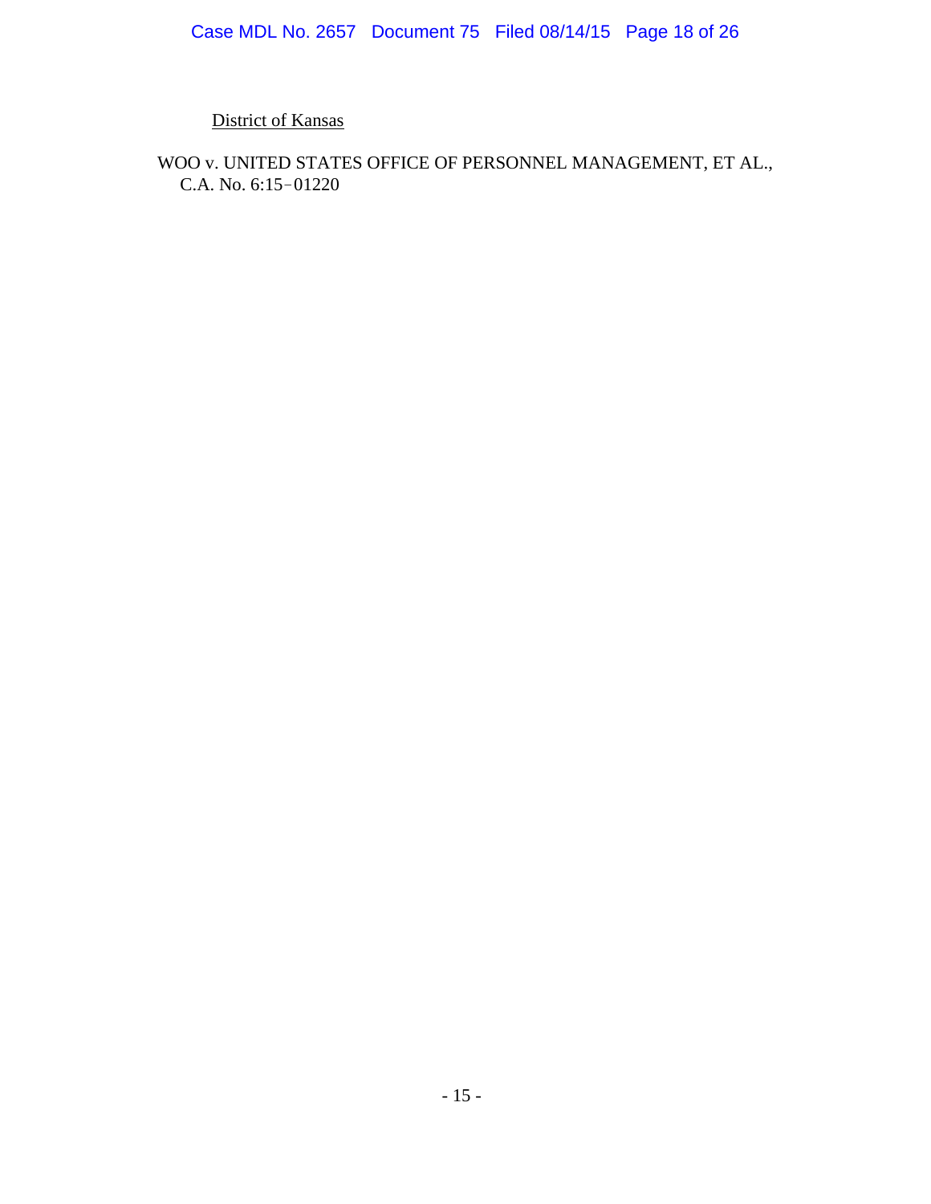<u>District of Kansas</u>

WOO v. UNITED STATES OFFICE OF PERSONNEL MANAGEMENT, ET AL., C.A. No. 6:15‑01220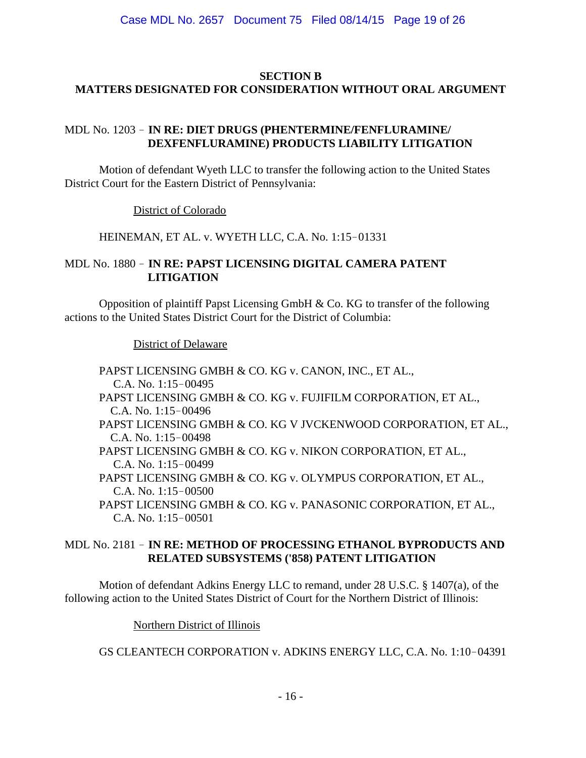## SECTION B
## MATTERS DESIGNATED FOR CONSIDERATION WITHOUT ORAL ARGUMENT

MDL No. 1203 – **IN RE: DIET DRUGS (PHENTERMINE/FENFLURAMINE/ DEXFENFLURAMINE) PRODUCTS LIABILITY LITIGATION**

Motion of defendant Wyeth LLC to transfer the following action to the United States District Court for the Eastern District of Pennsylvania:

District of Colorado

HEINEMAN, ET AL. v. WYETH LLC, C.A. No. 1:15–01331

MDL No. 1880 – **IN RE: PAPST LICENSING DIGITAL CAMERA PATENT LITIGATION**

Opposition of plaintiff Papst Licensing GmbH & Co. KG to transfer of the following actions to the United States District Court for the District of Columbia:

District of Delaware

PAPST LICENSING GMBH & CO. KG v. CANON, INC., ET AL., C.A. No. 1:15–00495
PAPST LICENSING GMBH & CO. KG v. FUJIFILM CORPORATION, ET AL., C.A. No. 1:15–00496
PAPST LICENSING GMBH & CO. KG V JVCKENWOOD CORPORATION, ET AL., C.A. No. 1:15–00498
PAPST LICENSING GMBH & CO. KG v. NIKON CORPORATION, ET AL., C.A. No. 1:15–00499
PAPST LICENSING GMBH & CO. KG v. OLYMPUS CORPORATION, ET AL., C.A. No. 1:15–00500
PAPST LICENSING GMBH & CO. KG v. PANASONIC CORPORATION, ET AL., C.A. No. 1:15–00501

MDL No. 2181 – **IN RE: METHOD OF PROCESSING ETHANOL BYPRODUCTS AND RELATED SUBSYSTEMS ('858) PATENT LITIGATION**

Motion of defendant Adkins Energy LLC to remand, under 28 U.S.C. § 1407(a), of the following action to the United States District of Court for the Northern District of Illinois:

Northern District of Illinois

GS CLEANTECH CORPORATION v. ADKINS ENERGY LLC, C.A. No. 1:10–04391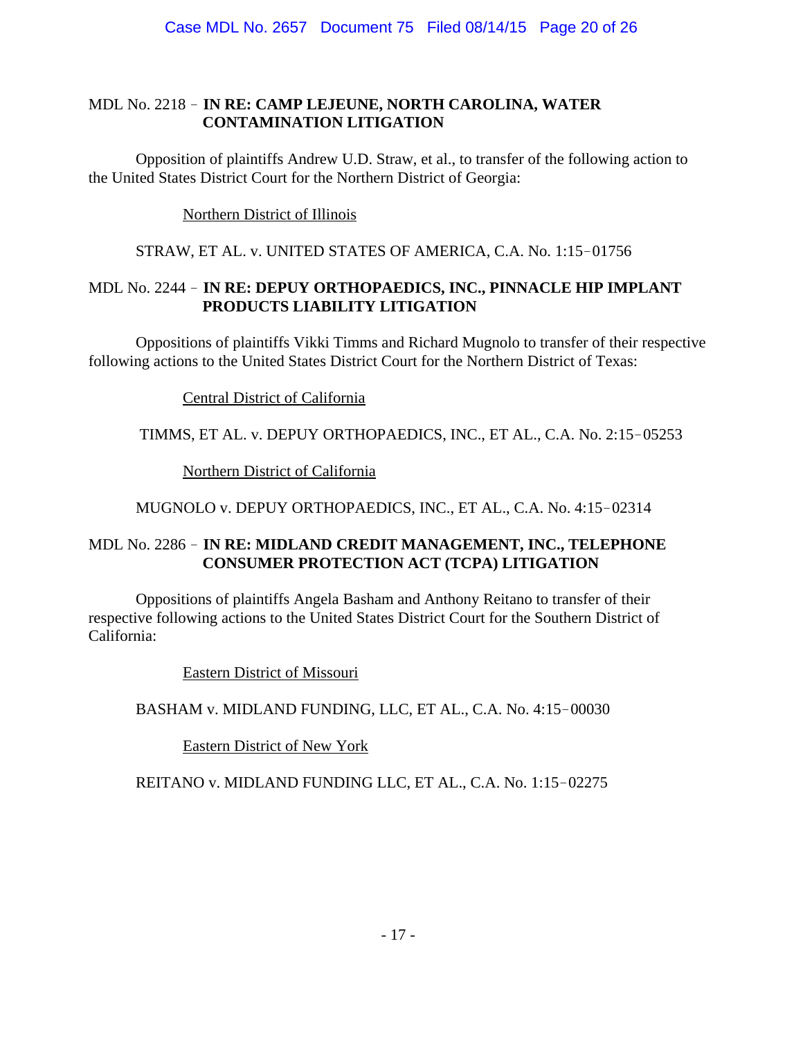MDL No. 2218 – **IN RE: CAMP LEJEUNE, NORTH CAROLINA, WATER CONTAMINATION LITIGATION**

Opposition of plaintiffs Andrew U.D. Straw, et al., to transfer of the following action to the United States District Court for the Northern District of Georgia:

Northern District of Illinois

STRAW, ET AL. v. UNITED STATES OF AMERICA, C.A. No. 1:15–01756

MDL No. 2244 – **IN RE: DEPUY ORTHOPAEDICS, INC., PINNACLE HIP IMPLANT PRODUCTS LIABILITY LITIGATION**

Oppositions of plaintiffs Vikki Timms and Richard Mugnolo to transfer of their respective following actions to the United States District Court for the Northern District of Texas:

Central District of California

TIMMS, ET AL. v. DEPUY ORTHOPAEDICS, INC., ET AL., C.A. No. 2:15–05253

Northern District of California

MUGNOLO v. DEPUY ORTHOPAEDICS, INC., ET AL., C.A. No. 4:15–02314

MDL No. 2286 – **IN RE: MIDLAND CREDIT MANAGEMENT, INC., TELEPHONE CONSUMER PROTECTION ACT (TCPA) LITIGATION**

Oppositions of plaintiffs Angela Basham and Anthony Reitano to transfer of their respective following actions to the United States District Court for the Southern District of California:

Eastern District of Missouri

BASHAM v. MIDLAND FUNDING, LLC, ET AL., C.A. No. 4:15–00030

Eastern District of New York

REITANO v. MIDLAND FUNDING LLC, ET AL., C.A. No. 1:15–02275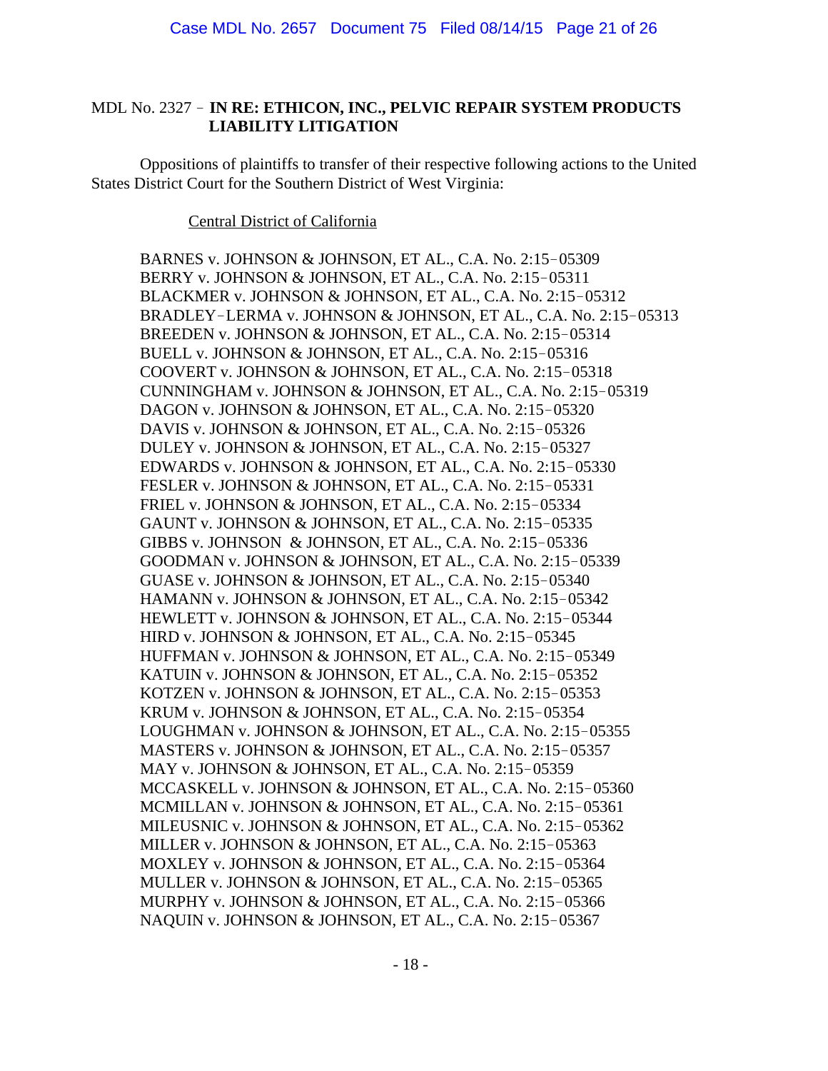MDL No. 2327 – **IN RE: ETHICON, INC., PELVIC REPAIR SYSTEM PRODUCTS LIABILITY LITIGATION**

Oppositions of plaintiffs to transfer of their respective following actions to the United States District Court for the Southern District of West Virginia:

Central District of California

BARNES v. JOHNSON & JOHNSON, ET AL., C.A. No. 2:15–05309
BERRY v. JOHNSON & JOHNSON, ET AL., C.A. No. 2:15–05311
BLACKMER v. JOHNSON & JOHNSON, ET AL., C.A. No. 2:15–05312
BRADLEY–LERMA v. JOHNSON & JOHNSON, ET AL., C.A. No. 2:15–05313
BREEDEN v. JOHNSON & JOHNSON, ET AL., C.A. No. 2:15–05314
BUELL v. JOHNSON & JOHNSON, ET AL., C.A. No. 2:15–05316
COOVERT v. JOHNSON & JOHNSON, ET AL., C.A. No. 2:15–05318
CUNNINGHAM v. JOHNSON & JOHNSON, ET AL., C.A. No. 2:15–05319
DAGON v. JOHNSON & JOHNSON, ET AL., C.A. No. 2:15–05320
DAVIS v. JOHNSON & JOHNSON, ET AL., C.A. No. 2:15–05326
DULEY v. JOHNSON & JOHNSON, ET AL., C.A. No. 2:15–05327
EDWARDS v. JOHNSON & JOHNSON, ET AL., C.A. No. 2:15–05330
FESLER v. JOHNSON & JOHNSON, ET AL., C.A. No. 2:15–05331
FRIEL v. JOHNSON & JOHNSON, ET AL., C.A. No. 2:15–05334
GAUNT v. JOHNSON & JOHNSON, ET AL., C.A. No. 2:15–05335
GIBBS v. JOHNSON & JOHNSON, ET AL., C.A. No. 2:15–05336
GOODMAN v. JOHNSON & JOHNSON, ET AL., C.A. No. 2:15–05339
GUASE v. JOHNSON & JOHNSON, ET AL., C.A. No. 2:15–05340
HAMANN v. JOHNSON & JOHNSON, ET AL., C.A. No. 2:15–05342
HEWLETT v. JOHNSON & JOHNSON, ET AL., C.A. No. 2:15–05344
HIRD v. JOHNSON & JOHNSON, ET AL., C.A. No. 2:15–05345
HUFFMAN v. JOHNSON & JOHNSON, ET AL., C.A. No. 2:15–05349
KATUIN v. JOHNSON & JOHNSON, ET AL., C.A. No. 2:15–05352
KOTZEN v. JOHNSON & JOHNSON, ET AL., C.A. No. 2:15–05353
KRUM v. JOHNSON & JOHNSON, ET AL., C.A. No. 2:15–05354
LOUGHMAN v. JOHNSON & JOHNSON, ET AL., C.A. No. 2:15–05355
MASTERS v. JOHNSON & JOHNSON, ET AL., C.A. No. 2:15–05357
MAY v. JOHNSON & JOHNSON, ET AL., C.A. No. 2:15–05359
MCCASKELL v. JOHNSON & JOHNSON, ET AL., C.A. No. 2:15–05360
MCMILLAN v. JOHNSON & JOHNSON, ET AL., C.A. No. 2:15–05361
MILEUSNIC v. JOHNSON & JOHNSON, ET AL., C.A. No. 2:15–05362
MILLER v. JOHNSON & JOHNSON, ET AL., C.A. No. 2:15–05363
MOXLEY v. JOHNSON & JOHNSON, ET AL., C.A. No. 2:15–05364
MULLER v. JOHNSON & JOHNSON, ET AL., C.A. No. 2:15–05365
MURPHY v. JOHNSON & JOHNSON, ET AL., C.A. No. 2:15–05366
NAQUIN v. JOHNSON & JOHNSON, ET AL., C.A. No. 2:15–05367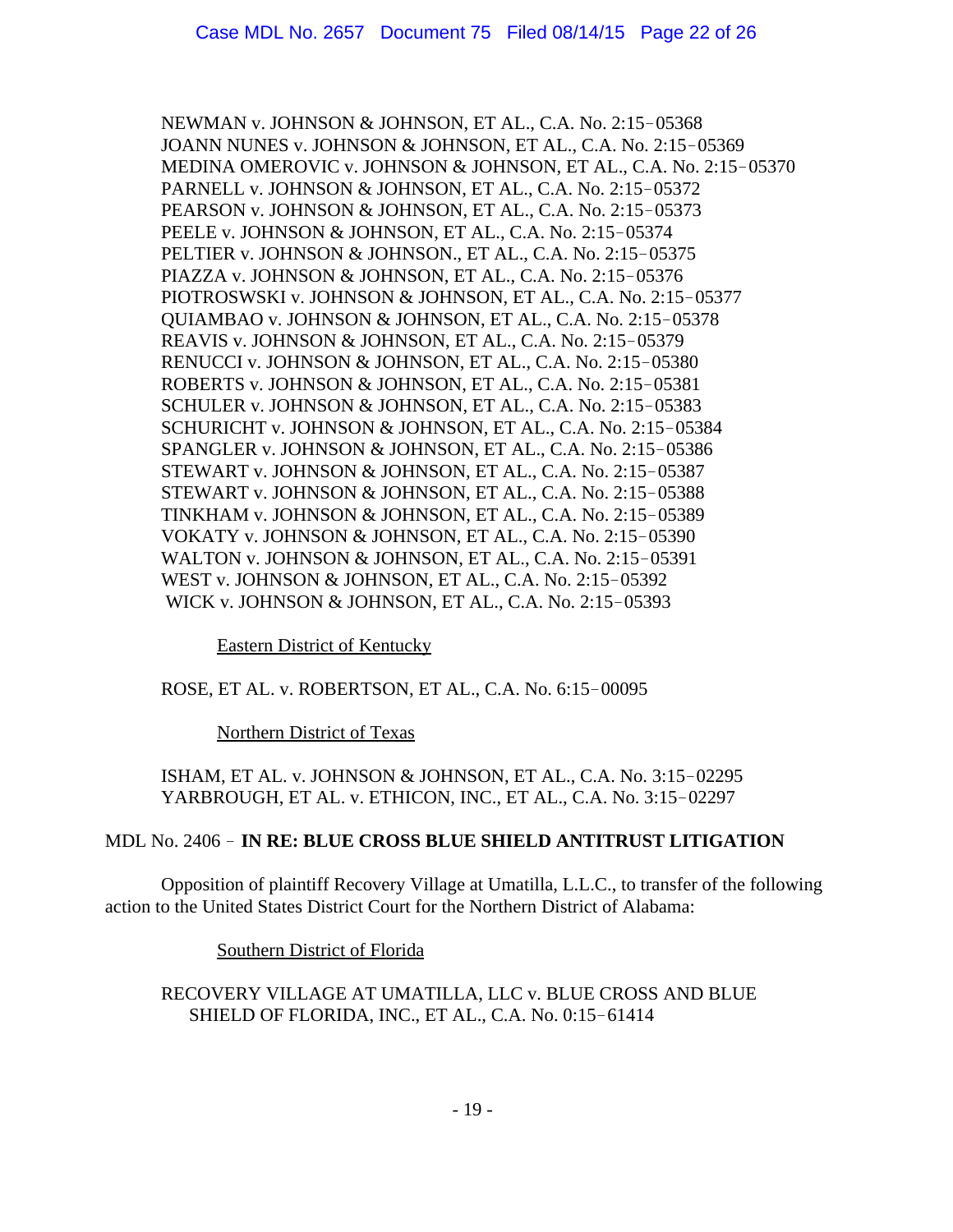NEWMAN v. JOHNSON & JOHNSON, ET AL., C.A. No. 2:15‑05368
JOANN NUNES v. JOHNSON & JOHNSON, ET AL., C.A. No. 2:15‑05369
MEDINA OMEROVIC v. JOHNSON & JOHNSON, ET AL., C.A. No. 2:15‑05370
PARNELL v. JOHNSON & JOHNSON, ET AL., C.A. No. 2:15‑05372
PEARSON v. JOHNSON & JOHNSON, ET AL., C.A. No. 2:15‑05373
PEELE v. JOHNSON & JOHNSON, ET AL., C.A. No. 2:15‑05374
PELTIER v. JOHNSON & JOHNSON., ET AL., C.A. No. 2:15‑05375
PIAZZA v. JOHNSON & JOHNSON, ET AL., C.A. No. 2:15‑05376
PIOTROSWSKI v. JOHNSON & JOHNSON, ET AL., C.A. No. 2:15‑05377
QUIAMBAO v. JOHNSON & JOHNSON, ET AL., C.A. No. 2:15‑05378
REAVIS v. JOHNSON & JOHNSON, ET AL., C.A. No. 2:15‑05379
RENUCCI v. JOHNSON & JOHNSON, ET AL., C.A. No. 2:15‑05380
ROBERTS v. JOHNSON & JOHNSON, ET AL., C.A. No. 2:15‑05381
SCHULER v. JOHNSON & JOHNSON, ET AL., C.A. No. 2:15‑05383
SCHURICHT v. JOHNSON & JOHNSON, ET AL., C.A. No. 2:15‑05384
SPANGLER v. JOHNSON & JOHNSON, ET AL., C.A. No. 2:15‑05386
STEWART v. JOHNSON & JOHNSON, ET AL., C.A. No. 2:15‑05387
STEWART v. JOHNSON & JOHNSON, ET AL., C.A. No. 2:15‑05388
TINKHAM v. JOHNSON & JOHNSON, ET AL., C.A. No. 2:15‑05389
VOKATY v. JOHNSON & JOHNSON, ET AL., C.A. No. 2:15‑05390
WALTON v. JOHNSON & JOHNSON, ET AL., C.A. No. 2:15‑05391
WEST v. JOHNSON & JOHNSON, ET AL., C.A. No. 2:15‑05392
WICK v. JOHNSON & JOHNSON, ET AL., C.A. No. 2:15‑05393

Eastern District of Kentucky

ROSE, ET AL. v. ROBERTSON, ET AL., C.A. No. 6:15‑00095

Northern District of Texas

ISHAM, ET AL. v. JOHNSON & JOHNSON, ET AL., C.A. No. 3:15‑02295
YARBROUGH, ET AL. v. ETHICON, INC., ET AL., C.A. No. 3:15‑02297

MDL No. 2406 ‑ **IN RE: BLUE CROSS BLUE SHIELD ANTITRUST LITIGATION**

Opposition of plaintiff Recovery Village at Umatilla, L.L.C., to transfer of the following action to the United States District Court for the Northern District of Alabama:

Southern District of Florida

RECOVERY VILLAGE AT UMATILLA, LLC v. BLUE CROSS AND BLUE SHIELD OF FLORIDA, INC., ET AL., C.A. No. 0:15‑61414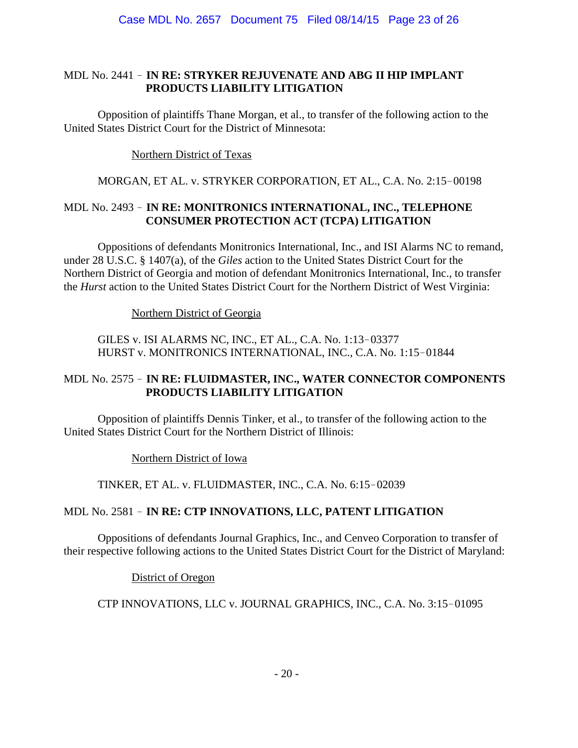MDL No. 2441 ‑ **IN RE: STRYKER REJUVENATE AND ABG II HIP IMPLANT PRODUCTS LIABILITY LITIGATION**

Opposition of plaintiffs Thane Morgan, et al., to transfer of the following action to the United States District Court for the District of Minnesota:

Northern District of Texas

MORGAN, ET AL. v. STRYKER CORPORATION, ET AL., C.A. No. 2:15‑00198

MDL No. 2493 ‑ **IN RE: MONITRONICS INTERNATIONAL, INC., TELEPHONE CONSUMER PROTECTION ACT (TCPA) LITIGATION**

Oppositions of defendants Monitronics International, Inc., and ISI Alarms NC to remand, under 28 U.S.C. § 1407(a), of the *Giles* action to the United States District Court for the Northern District of Georgia and motion of defendant Monitronics International, Inc., to transfer the *Hurst* action to the United States District Court for the Northern District of West Virginia:

Northern District of Georgia

GILES v. ISI ALARMS NC, INC., ET AL., C.A. No. 1:13‑03377
HURST v. MONITRONICS INTERNATIONAL, INC., C.A. No. 1:15‑01844

MDL No. 2575 ‑ **IN RE: FLUIDMASTER, INC., WATER CONNECTOR COMPONENTS PRODUCTS LIABILITY LITIGATION**

Opposition of plaintiffs Dennis Tinker, et al., to transfer of the following action to the United States District Court for the Northern District of Illinois:

Northern District of Iowa

TINKER, ET AL. v. FLUIDMASTER, INC., C.A. No. 6:15‑02039

MDL No. 2581 ‑ **IN RE: CTP INNOVATIONS, LLC, PATENT LITIGATION**

Oppositions of defendants Journal Graphics, Inc., and Cenveo Corporation to transfer of their respective following actions to the United States District Court for the District of Maryland:

District of Oregon

CTP INNOVATIONS, LLC v. JOURNAL GRAPHICS, INC., C.A. No. 3:15‑01095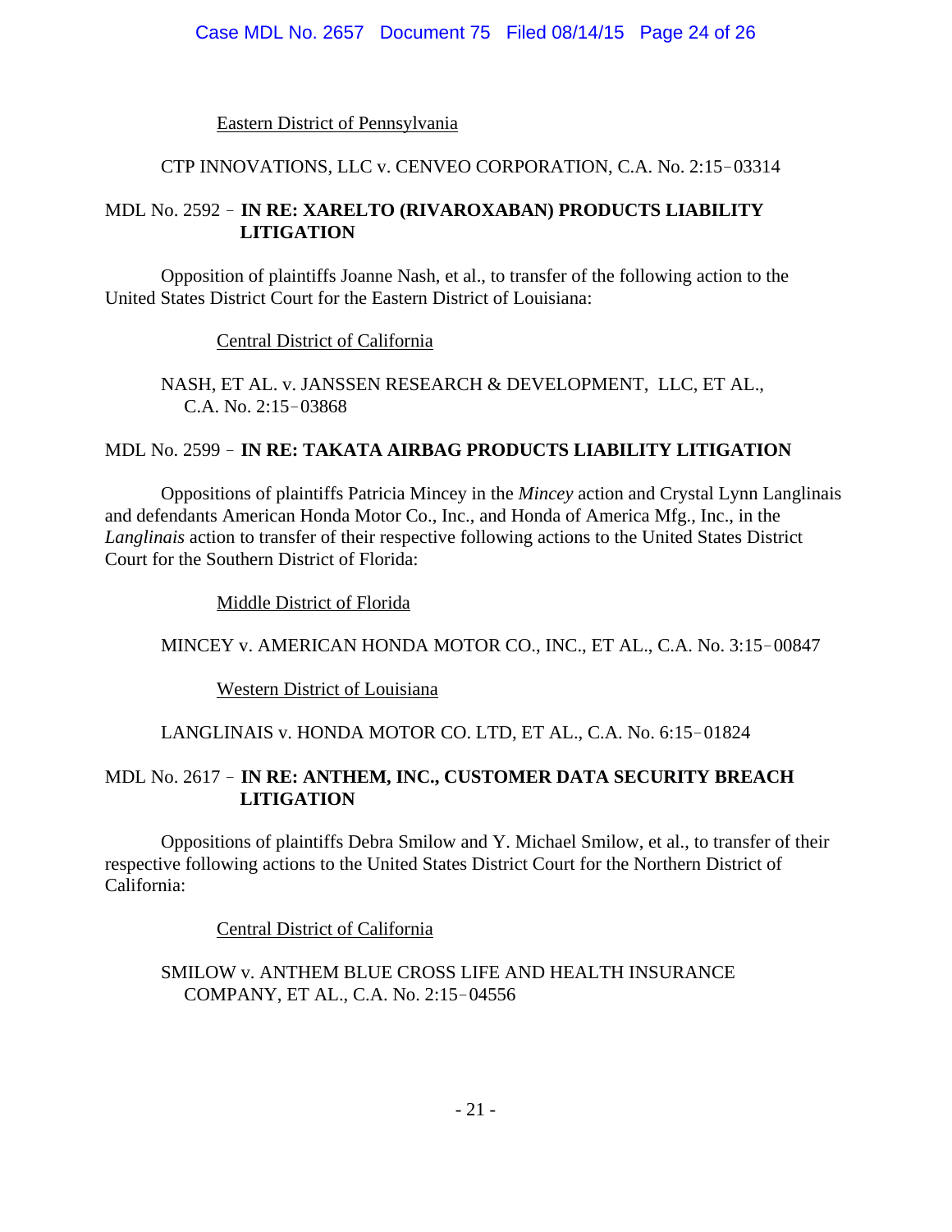Eastern District of Pennsylvania

CTP INNOVATIONS, LLC v. CENVEO CORPORATION, C.A. No. 2:15‑03314

MDL No. 2592 ‑ **IN RE: XARELTO (RIVAROXABAN) PRODUCTS LIABILITY LITIGATION**

Opposition of plaintiffs Joanne Nash, et al., to transfer of the following action to the United States District Court for the Eastern District of Louisiana:

Central District of California

NASH, ET AL. v. JANSSEN RESEARCH & DEVELOPMENT, LLC, ET AL., C.A. No. 2:15‑03868

MDL No. 2599 ‑ **IN RE: TAKATA AIRBAG PRODUCTS LIABILITY LITIGATION**

Oppositions of plaintiffs Patricia Mincey in the *Mincey* action and Crystal Lynn Langlinais and defendants American Honda Motor Co., Inc., and Honda of America Mfg., Inc., in the *Langlinais* action to transfer of their respective following actions to the United States District Court for the Southern District of Florida:

Middle District of Florida

MINCEY v. AMERICAN HONDA MOTOR CO., INC., ET AL., C.A. No. 3:15‑00847

Western District of Louisiana

LANGLINAIS v. HONDA MOTOR CO. LTD, ET AL., C.A. No. 6:15‑01824

MDL No. 2617 ‑ **IN RE: ANTHEM, INC., CUSTOMER DATA SECURITY BREACH LITIGATION**

Oppositions of plaintiffs Debra Smilow and Y. Michael Smilow, et al., to transfer of their respective following actions to the United States District Court for the Northern District of California:

Central District of California

SMILOW v. ANTHEM BLUE CROSS LIFE AND HEALTH INSURANCE COMPANY, ET AL., C.A. No. 2:15‑04556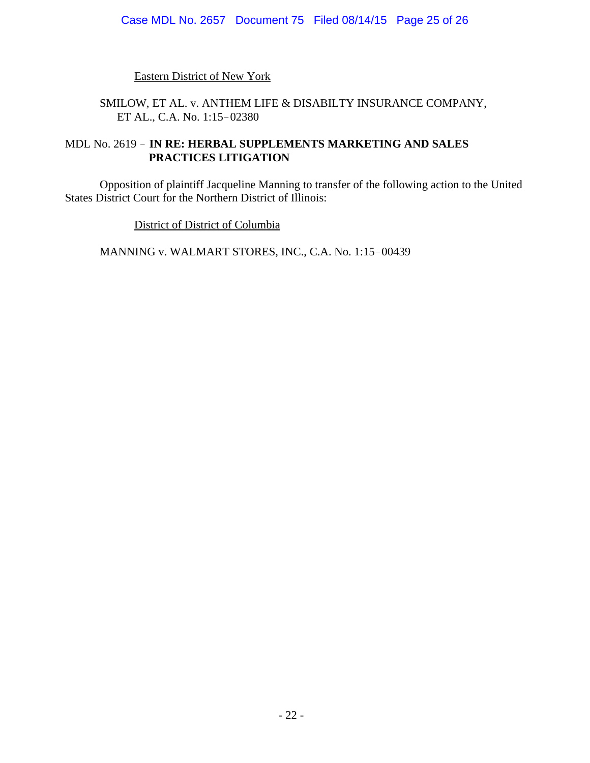Eastern District of New York

SMILOW, ET AL. v. ANTHEM LIFE & DISABILTY INSURANCE COMPANY, ET AL., C.A. No. 1:15–02380

MDL No. 2619 – **IN RE: HERBAL SUPPLEMENTS MARKETING AND SALES PRACTICES LITIGATION**

Opposition of plaintiff Jacqueline Manning to transfer of the following action to the United States District Court for the Northern District of Illinois:

District of District of Columbia

MANNING v. WALMART STORES, INC., C.A. No. 1:15–00439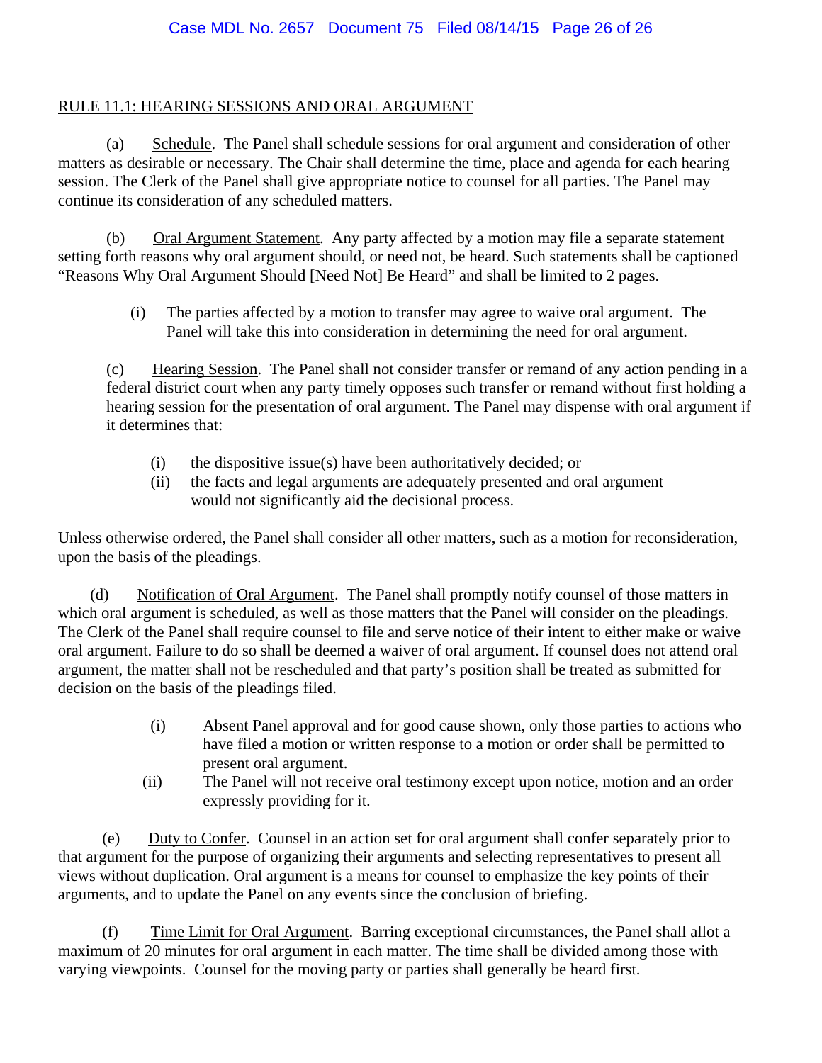RULE 11.1: HEARING SESSIONS AND ORAL ARGUMENT

(a) Schedule. The Panel shall schedule sessions for oral argument and consideration of other matters as desirable or necessary. The Chair shall determine the time, place and agenda for each hearing session. The Clerk of the Panel shall give appropriate notice to counsel for all parties. The Panel may continue its consideration of any scheduled matters.

(b) Oral Argument Statement. Any party affected by a motion may file a separate statement setting forth reasons why oral argument should, or need not, be heard. Such statements shall be captioned "Reasons Why Oral Argument Should [Need Not] Be Heard" and shall be limited to 2 pages.

(i) The parties affected by a motion to transfer may agree to waive oral argument. The Panel will take this into consideration in determining the need for oral argument.

(c) Hearing Session. The Panel shall not consider transfer or remand of any action pending in a federal district court when any party timely opposes such transfer or remand without first holding a hearing session for the presentation of oral argument. The Panel may dispense with oral argument if it determines that:

(i) the dispositive issue(s) have been authoritatively decided; or
(ii) the facts and legal arguments are adequately presented and oral argument would not significantly aid the decisional process.

Unless otherwise ordered, the Panel shall consider all other matters, such as a motion for reconsideration, upon the basis of the pleadings.

(d) Notification of Oral Argument. The Panel shall promptly notify counsel of those matters in which oral argument is scheduled, as well as those matters that the Panel will consider on the pleadings. The Clerk of the Panel shall require counsel to file and serve notice of their intent to either make or waive oral argument. Failure to do so shall be deemed a waiver of oral argument. If counsel does not attend oral argument, the matter shall not be rescheduled and that party's position shall be treated as submitted for decision on the basis of the pleadings filed.

(i) Absent Panel approval and for good cause shown, only those parties to actions who have filed a motion or written response to a motion or order shall be permitted to present oral argument.
(ii) The Panel will not receive oral testimony except upon notice, motion and an order expressly providing for it.

(e) Duty to Confer. Counsel in an action set for oral argument shall confer separately prior to that argument for the purpose of organizing their arguments and selecting representatives to present all views without duplication. Oral argument is a means for counsel to emphasize the key points of their arguments, and to update the Panel on any events since the conclusion of briefing.

(f) Time Limit for Oral Argument. Barring exceptional circumstances, the Panel shall allot a maximum of 20 minutes for oral argument in each matter. The time shall be divided among those with varying viewpoints. Counsel for the moving party or parties shall generally be heard first.